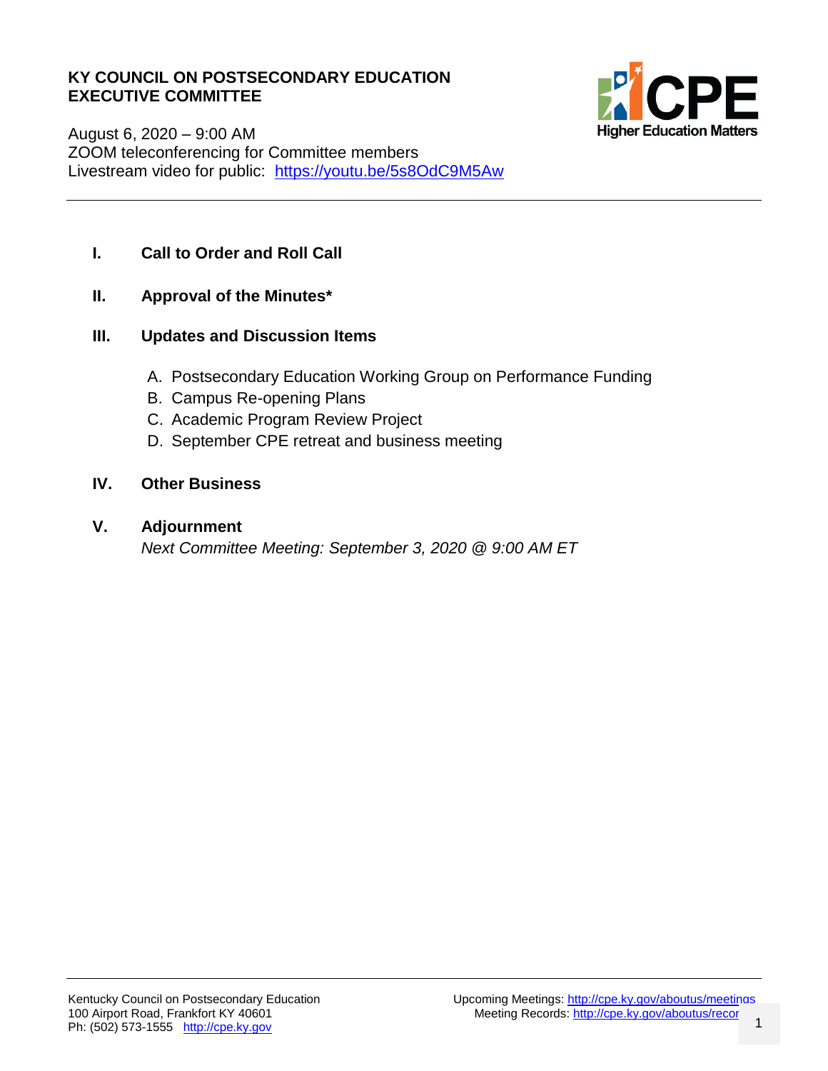**KY COUNCIL ON POSTSECONDARY EDUCATION**
**EXECUTIVE COMMITTEE**

August 6, 2020 – 9:00 AM
ZOOM teleconferencing for Committee members
Livestream video for public: https://youtu.be/5s8OdC9M5Aw

---

**I. Call to Order and Roll Call**

**II. Approval of the Minutes***

**III. Updates and Discussion Items**

A. Postsecondary Education Working Group on Performance Funding
B. Campus Re-opening Plans
C. Academic Program Review Project
D. September CPE retreat and business meeting

**IV. Other Business**

**V. Adjournment**

*Next Committee Meeting: September 3, 2020 @ 9:00 AM ET*

---

Kentucky Council on Postsecondary Education
100 Airport Road, Frankfort KY 40601
Ph: (502) 573-1555 http://cpe.ky.gov

Upcoming Meetings: http://cpe.ky.gov/aboutus/meetings
Meeting Records: http://cpe.ky.gov/aboutus/recor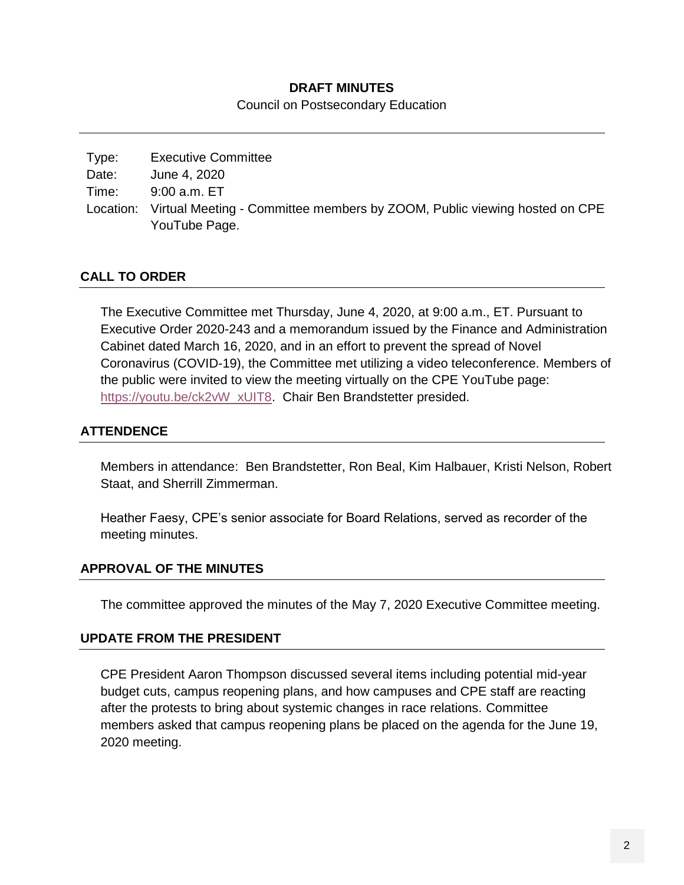**DRAFT MINUTES**

Council on Postsecondary Education

| | |
|---|---|
| Type: | Executive Committee |
| Date: | June 4, 2020 |
| Time: | 9:00 a.m. ET |
| Location: | Virtual Meeting - Committee members by ZOOM, Public viewing hosted on CPE YouTube Page. |

## CALL TO ORDER

The Executive Committee met Thursday, June 4, 2020, at 9:00 a.m., ET. Pursuant to Executive Order 2020-243 and a memorandum issued by the Finance and Administration Cabinet dated March 16, 2020, and in an effort to prevent the spread of Novel Coronavirus (COVID-19), the Committee met utilizing a video teleconference. Members of the public were invited to view the meeting virtually on the CPE YouTube page: https://youtu.be/ck2vW_xUIT8. Chair Ben Brandstetter presided.

## ATTENDENCE

Members in attendance: Ben Brandstetter, Ron Beal, Kim Halbauer, Kristi Nelson, Robert Staat, and Sherrill Zimmerman.

Heather Faesy, CPE's senior associate for Board Relations, served as recorder of the meeting minutes.

## APPROVAL OF THE MINUTES

The committee approved the minutes of the May 7, 2020 Executive Committee meeting.

## UPDATE FROM THE PRESIDENT

CPE President Aaron Thompson discussed several items including potential mid-year budget cuts, campus reopening plans, and how campuses and CPE staff are reacting after the protests to bring about systemic changes in race relations. Committee members asked that campus reopening plans be placed on the agenda for the June 19, 2020 meeting.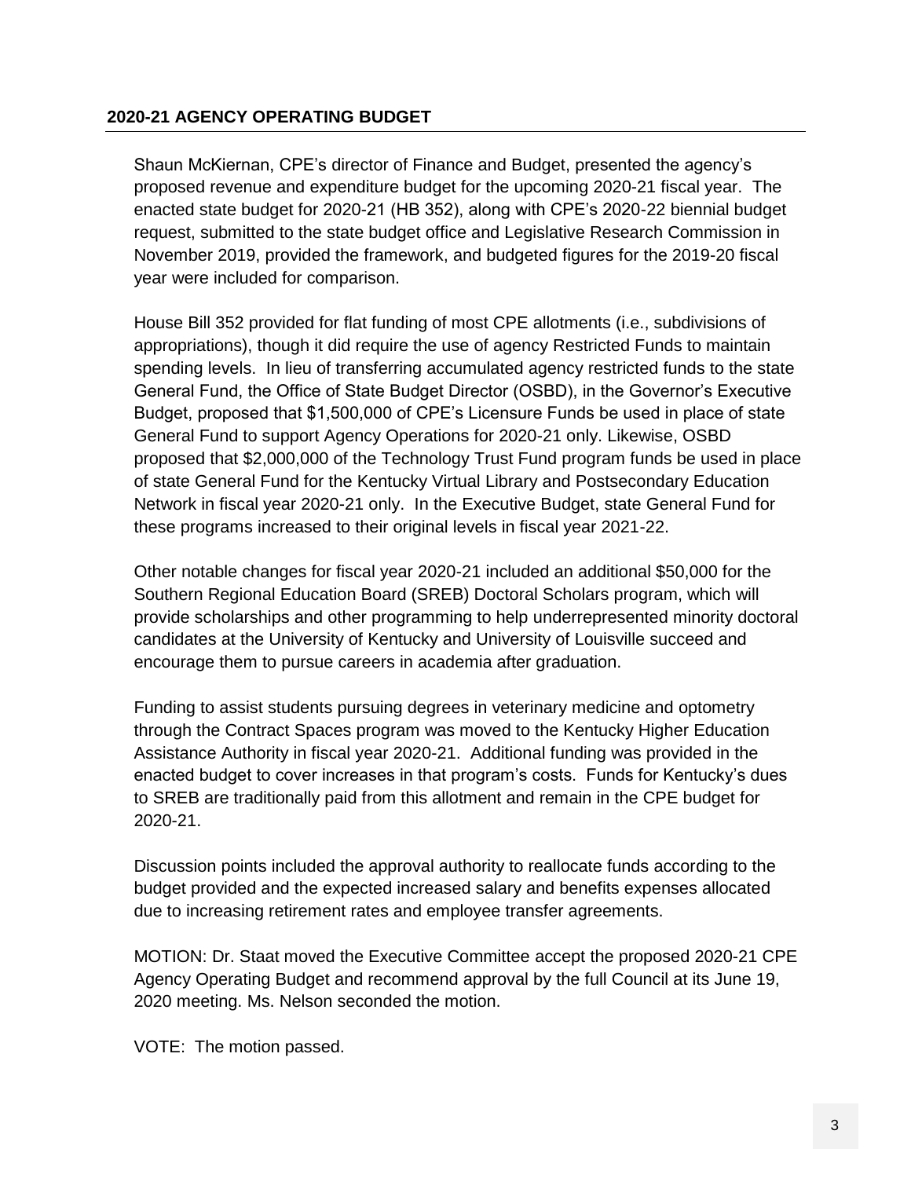## 2020-21 AGENCY OPERATING BUDGET

Shaun McKiernan, CPE's director of Finance and Budget, presented the agency's proposed revenue and expenditure budget for the upcoming 2020-21 fiscal year. The enacted state budget for 2020-21 (HB 352), along with CPE's 2020-22 biennial budget request, submitted to the state budget office and Legislative Research Commission in November 2019, provided the framework, and budgeted figures for the 2019-20 fiscal year were included for comparison.

House Bill 352 provided for flat funding of most CPE allotments (i.e., subdivisions of appropriations), though it did require the use of agency Restricted Funds to maintain spending levels. In lieu of transferring accumulated agency restricted funds to the state General Fund, the Office of State Budget Director (OSBD), in the Governor's Executive Budget, proposed that $1,500,000 of CPE's Licensure Funds be used in place of state General Fund to support Agency Operations for 2020-21 only. Likewise, OSBD proposed that $2,000,000 of the Technology Trust Fund program funds be used in place of state General Fund for the Kentucky Virtual Library and Postsecondary Education Network in fiscal year 2020-21 only. In the Executive Budget, state General Fund for these programs increased to their original levels in fiscal year 2021-22.

Other notable changes for fiscal year 2020-21 included an additional $50,000 for the Southern Regional Education Board (SREB) Doctoral Scholars program, which will provide scholarships and other programming to help underrepresented minority doctoral candidates at the University of Kentucky and University of Louisville succeed and encourage them to pursue careers in academia after graduation.

Funding to assist students pursuing degrees in veterinary medicine and optometry through the Contract Spaces program was moved to the Kentucky Higher Education Assistance Authority in fiscal year 2020-21. Additional funding was provided in the enacted budget to cover increases in that program's costs. Funds for Kentucky's dues to SREB are traditionally paid from this allotment and remain in the CPE budget for 2020-21.

Discussion points included the approval authority to reallocate funds according to the budget provided and the expected increased salary and benefits expenses allocated due to increasing retirement rates and employee transfer agreements.

MOTION: Dr. Staat moved the Executive Committee accept the proposed 2020-21 CPE Agency Operating Budget and recommend approval by the full Council at its June 19, 2020 meeting. Ms. Nelson seconded the motion.

VOTE: The motion passed.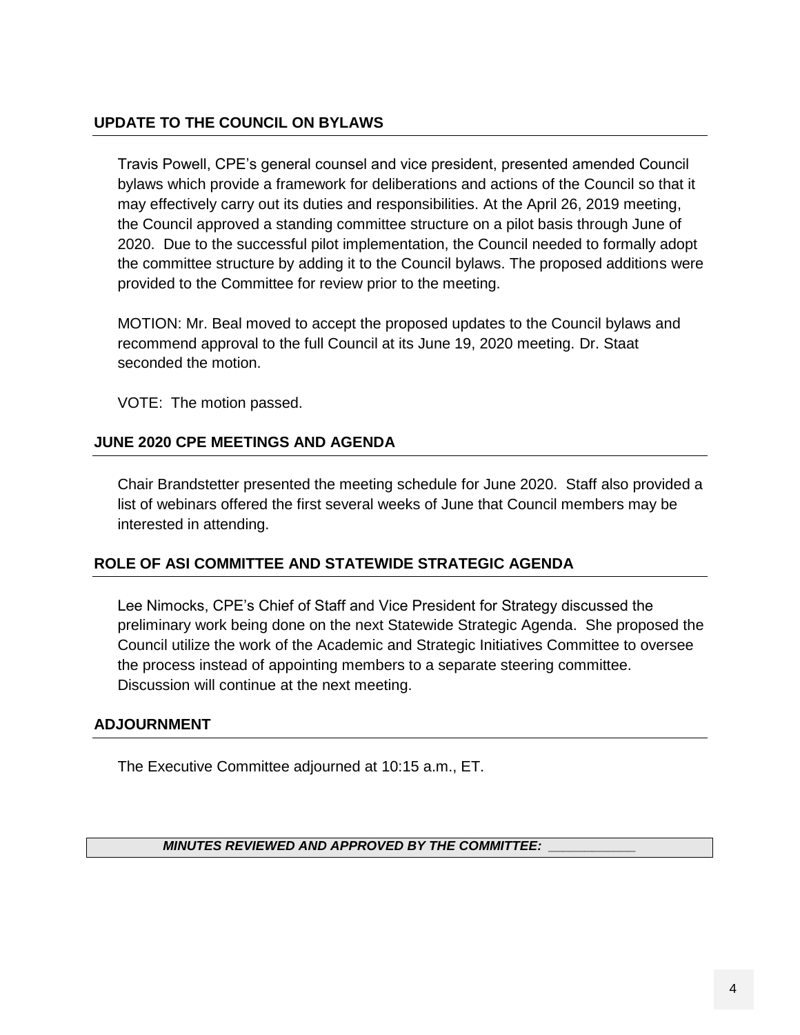## UPDATE TO THE COUNCIL ON BYLAWS

Travis Powell, CPE's general counsel and vice president, presented amended Council bylaws which provide a framework for deliberations and actions of the Council so that it may effectively carry out its duties and responsibilities. At the April 26, 2019 meeting, the Council approved a standing committee structure on a pilot basis through June of 2020. Due to the successful pilot implementation, the Council needed to formally adopt the committee structure by adding it to the Council bylaws. The proposed additions were provided to the Committee for review prior to the meeting.

MOTION: Mr. Beal moved to accept the proposed updates to the Council bylaws and recommend approval to the full Council at its June 19, 2020 meeting. Dr. Staat seconded the motion.

VOTE: The motion passed.

## JUNE 2020 CPE MEETINGS AND AGENDA

Chair Brandstetter presented the meeting schedule for June 2020. Staff also provided a list of webinars offered the first several weeks of June that Council members may be interested in attending.

## ROLE OF ASI COMMITTEE AND STATEWIDE STRATEGIC AGENDA

Lee Nimocks, CPE's Chief of Staff and Vice President for Strategy discussed the preliminary work being done on the next Statewide Strategic Agenda. She proposed the Council utilize the work of the Academic and Strategic Initiatives Committee to oversee the process instead of appointing members to a separate steering committee. Discussion will continue at the next meeting.

## ADJOURNMENT

The Executive Committee adjourned at 10:15 a.m., ET.

***MINUTES REVIEWED AND APPROVED BY THE COMMITTEE: ___________***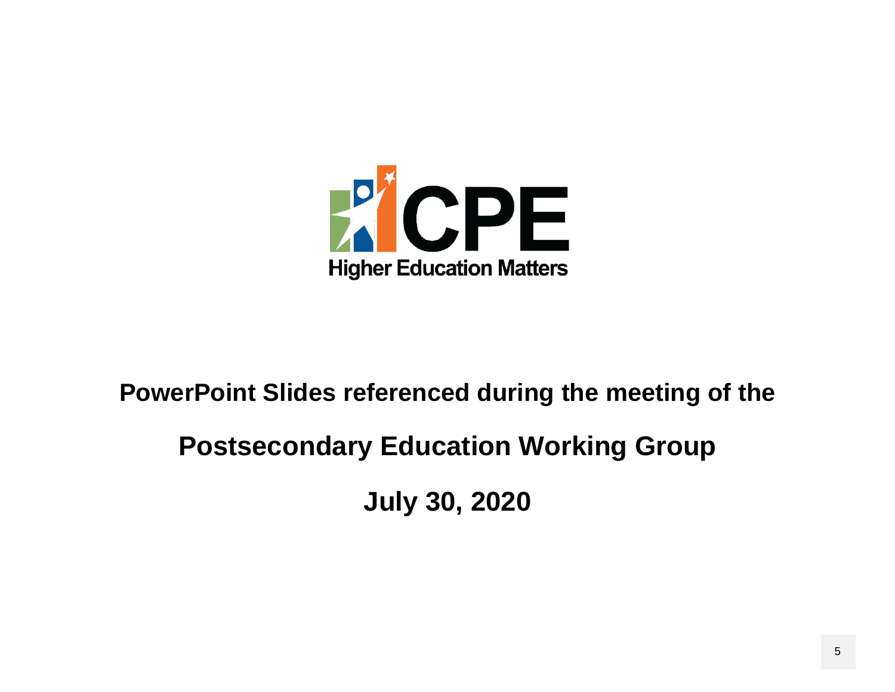CPE

Higher Education Matters

**PowerPoint Slides referenced during the meeting of the**

**Postsecondary Education Working Group**

**July 30, 2020**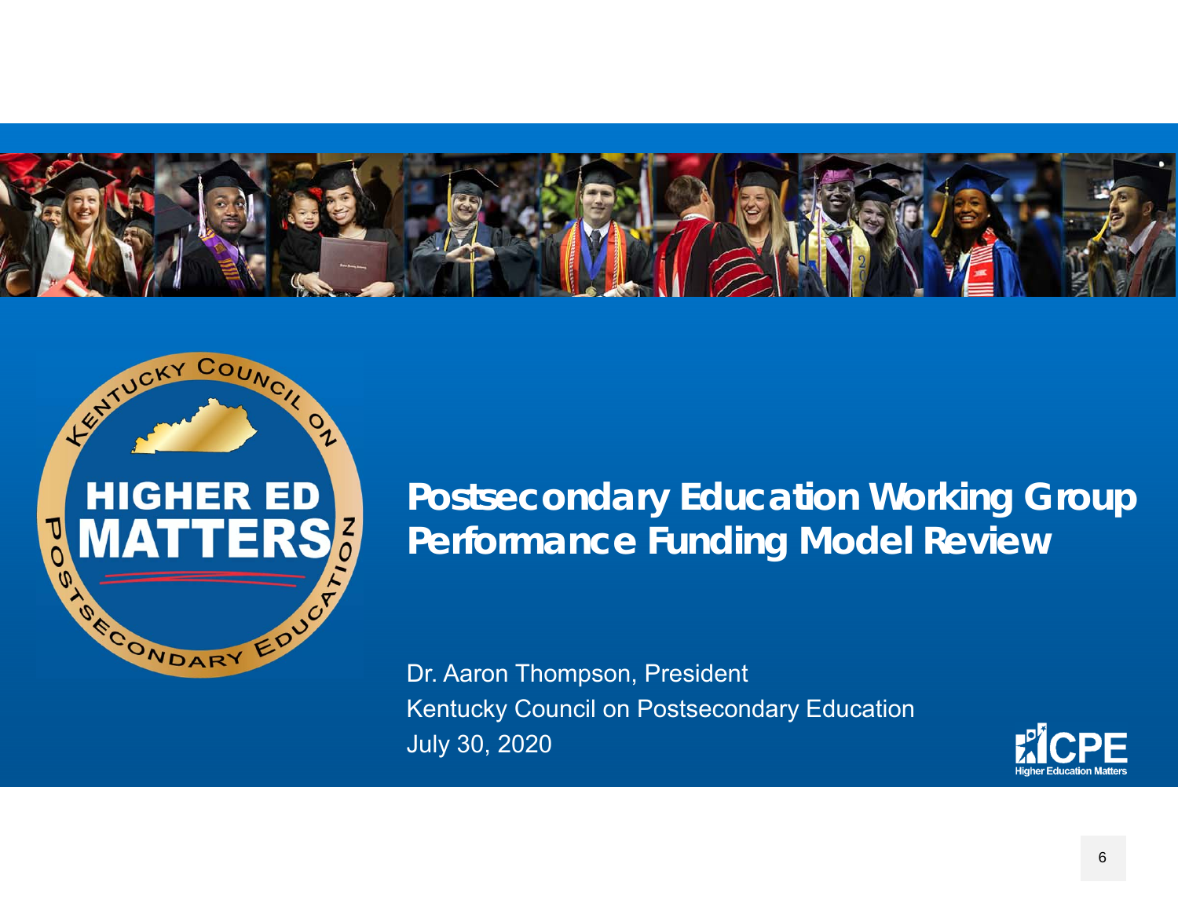# Postsecondary Education Working Group Performance Funding Model Review

Dr. Aaron Thompson, President
Kentucky Council on Postsecondary Education
July 30, 2020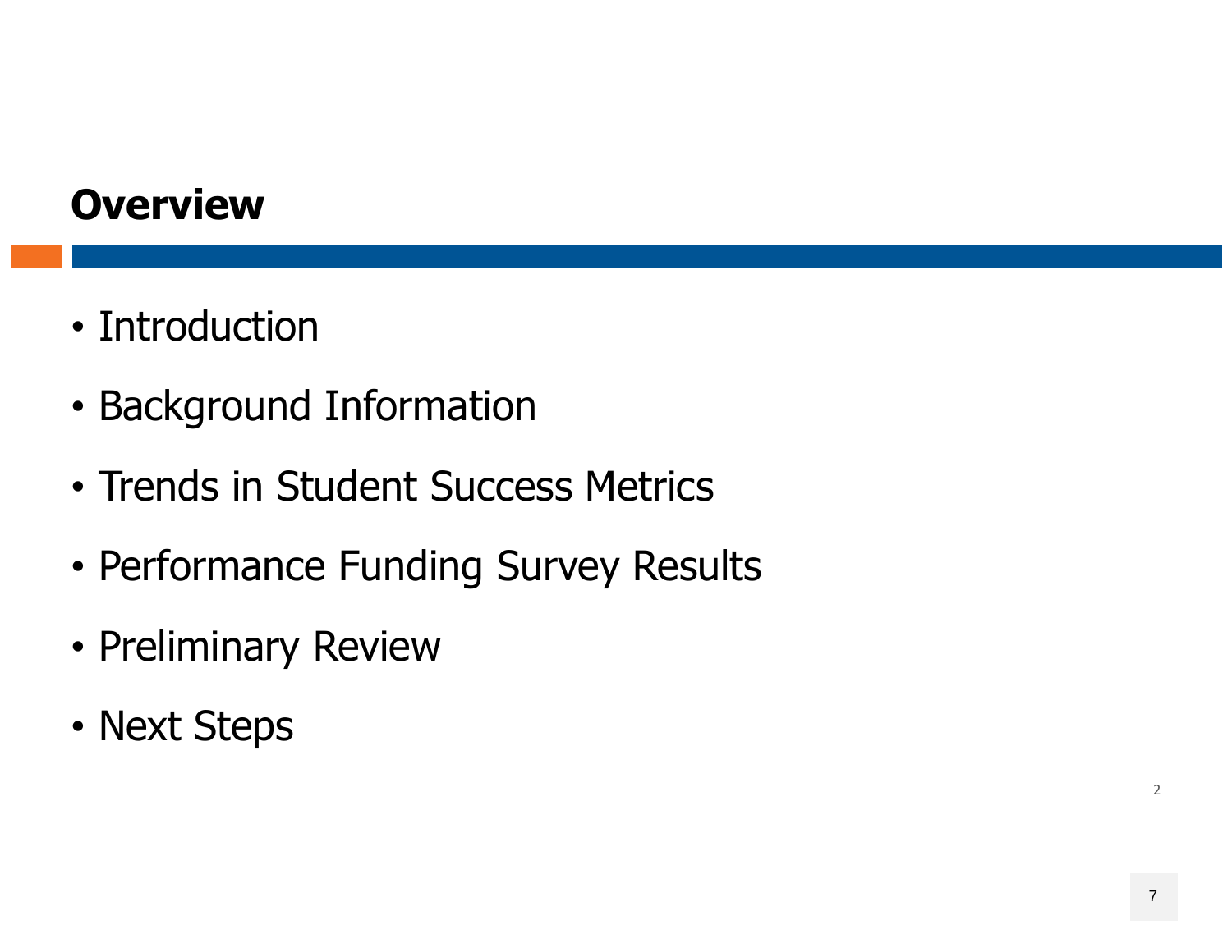# Overview

- Introduction
- Background Information
- Trends in Student Success Metrics
- Performance Funding Survey Results
- Preliminary Review
- Next Steps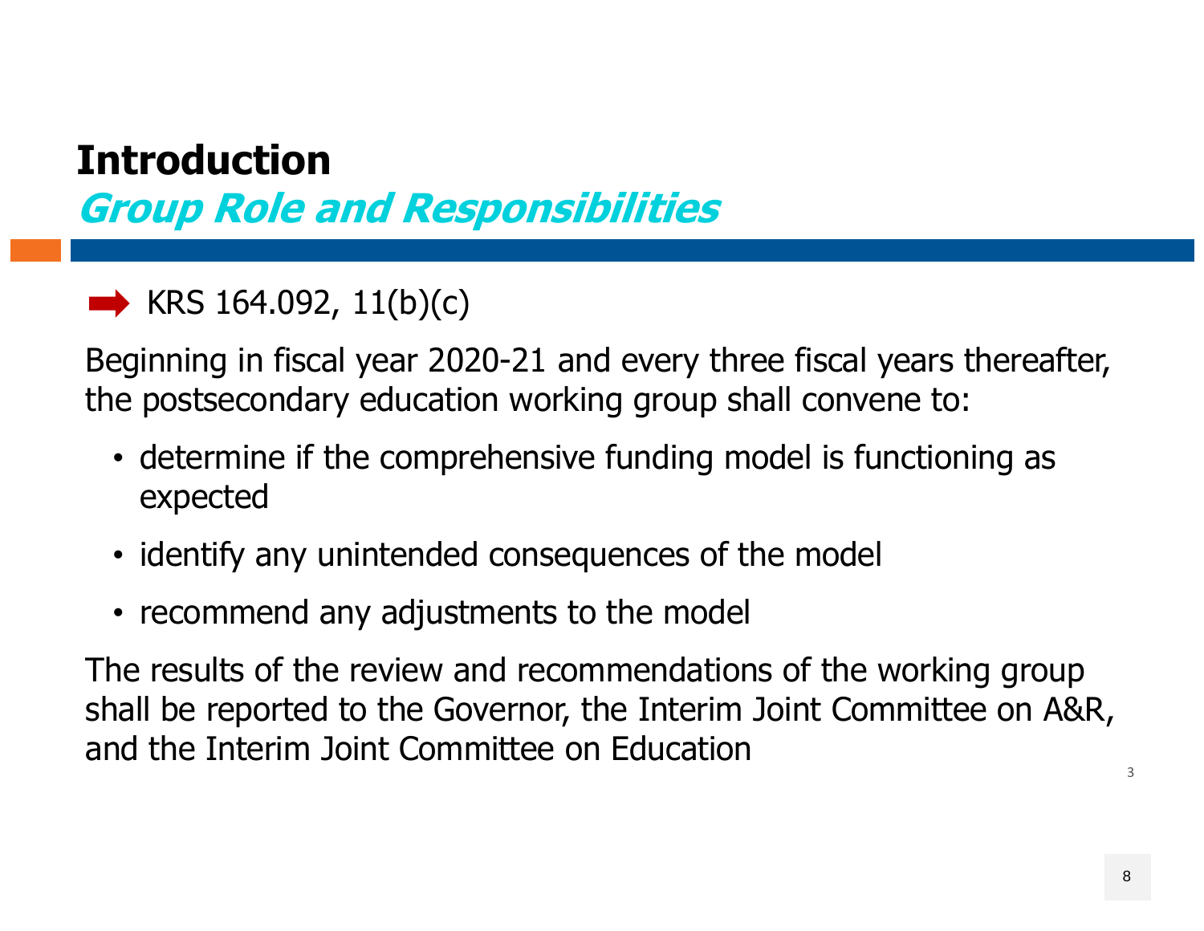# Introduction

## *Group Role and Responsibilities*

➡ KRS 164.092, 11(b)(c)

Beginning in fiscal year 2020-21 and every three fiscal years thereafter, the postsecondary education working group shall convene to:

- determine if the comprehensive funding model is functioning as expected
- identify any unintended consequences of the model
- recommend any adjustments to the model

The results of the review and recommendations of the working group shall be reported to the Governor, the Interim Joint Committee on A&R, and the Interim Joint Committee on Education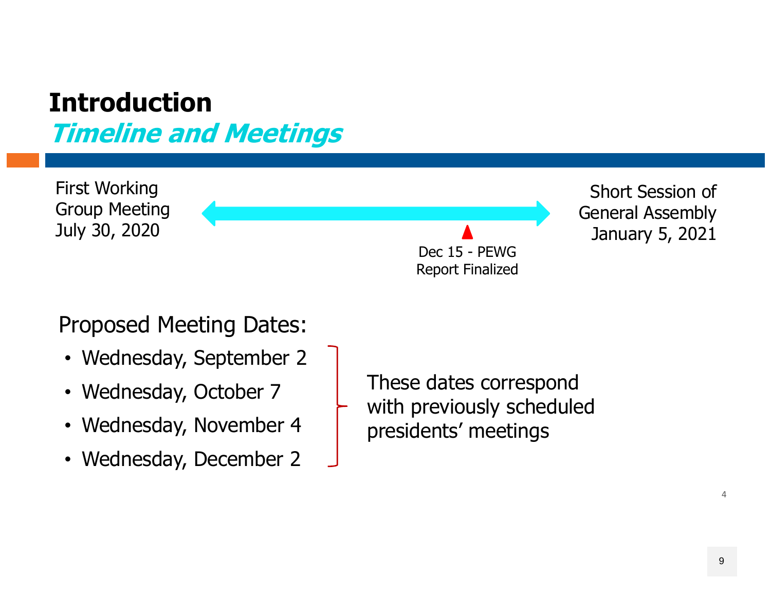# Introduction

## *Timeline and Meetings*

First Working Group Meeting July 30, 2020

Dec 15 - PEWG Report Finalized

Short Session of General Assembly January 5, 2021

Proposed Meeting Dates:

- Wednesday, September 2
- Wednesday, October 7
- Wednesday, November 4
- Wednesday, December 2

These dates correspond with previously scheduled presidents' meetings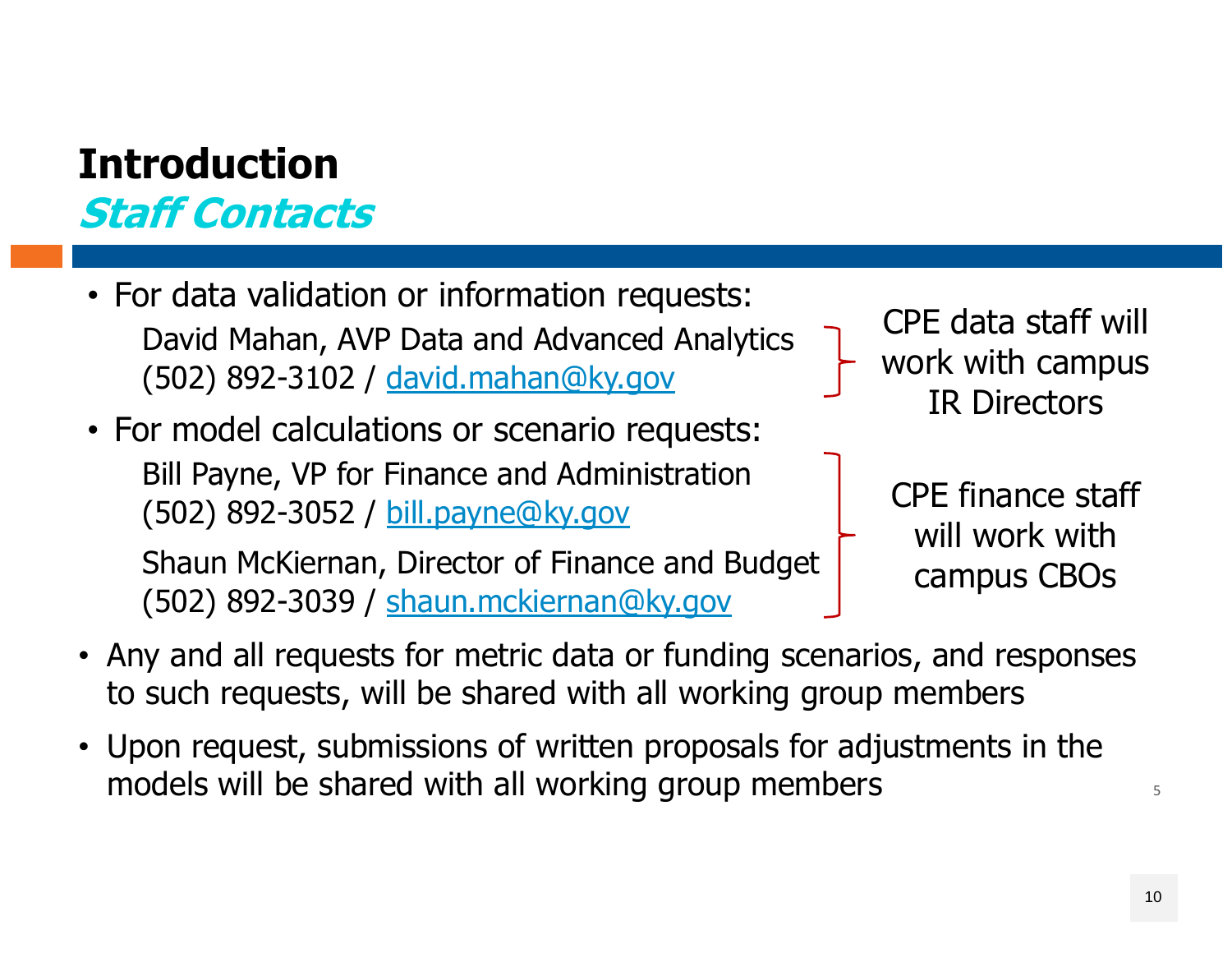# Introduction

## *Staff Contacts*

- For data validation or information requests:

  David Mahan, AVP Data and Advanced Analytics
  (502) 892-3102 / david.mahan@ky.gov

  CPE data staff will work with campus IR Directors

- For model calculations or scenario requests:

  Bill Payne, VP for Finance and Administration
  (502) 892-3052 / bill.payne@ky.gov

  Shaun McKiernan, Director of Finance and Budget
  (502) 892-3039 / shaun.mckiernan@ky.gov

  CPE finance staff will work with campus CBOs

- Any and all requests for metric data or funding scenarios, and responses to such requests, will be shared with all working group members
- Upon request, submissions of written proposals for adjustments in the models will be shared with all working group members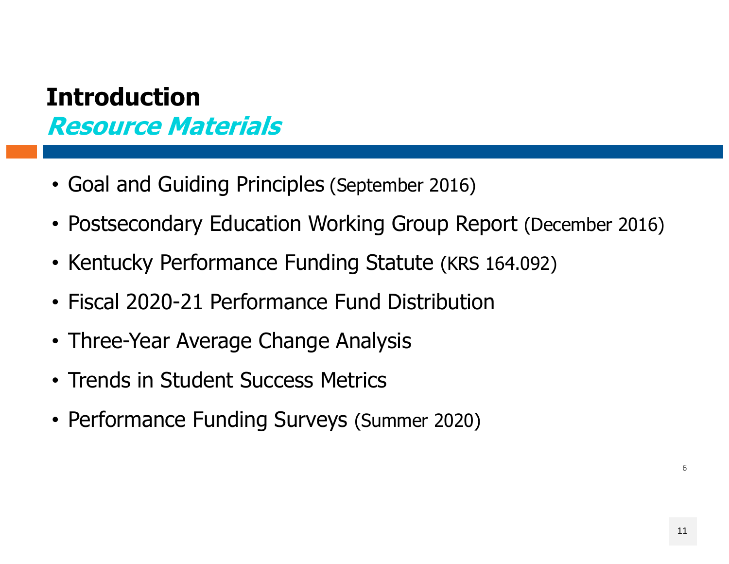# Introduction

## *Resource Materials*

- Goal and Guiding Principles (September 2016)
- Postsecondary Education Working Group Report (December 2016)
- Kentucky Performance Funding Statute (KRS 164.092)
- Fiscal 2020-21 Performance Fund Distribution
- Three-Year Average Change Analysis
- Trends in Student Success Metrics
- Performance Funding Surveys (Summer 2020)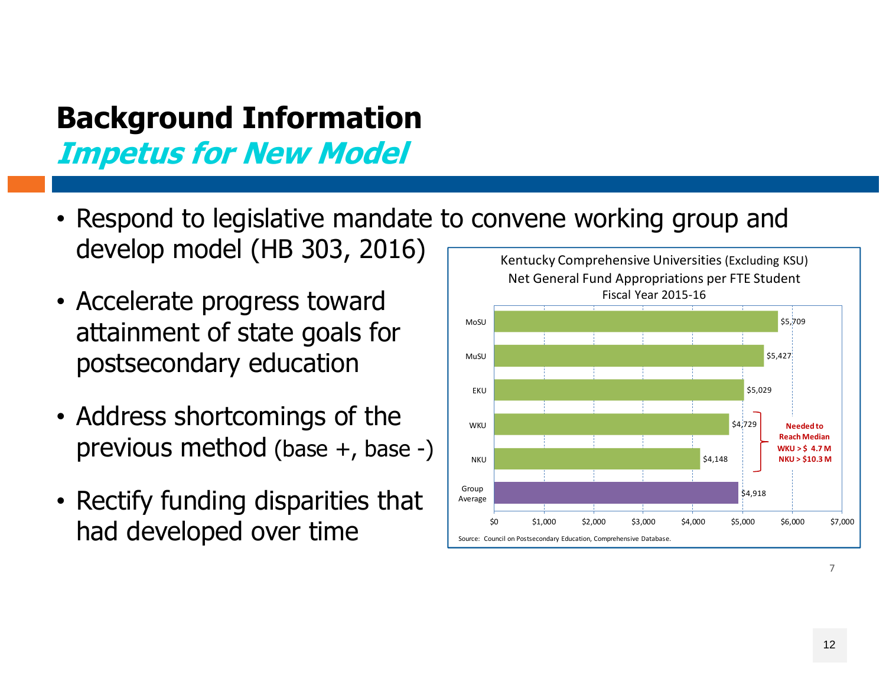# Background Information

## *Impetus for New Model*

- Respond to legislative mandate to convene working group and develop model (HB 303, 2016)
- Accelerate progress toward attainment of state goals for postsecondary education
- Address shortcomings of the previous method (base +, base -)
- Rectify funding disparities that had developed over time

Kentucky Comprehensive Universities (Excluding KSU)
Net General Fund Appropriations per FTE Student
Fiscal Year 2015-16

| Institution | Net General Fund Appropriations per FTE Student |
|---|---|
| MoSU | $5,709 |
| MuSU | $5,427 |
| EKU | $5,029 |
| WKU | $4,729 |
| NKU | $4,148 |
| Group Average | $4,918 |

Needed to Reach Median
WKU > $ 4.7 M
NKU > $10.3 M

Source: Council on Postsecondary Education, Comprehensive Database.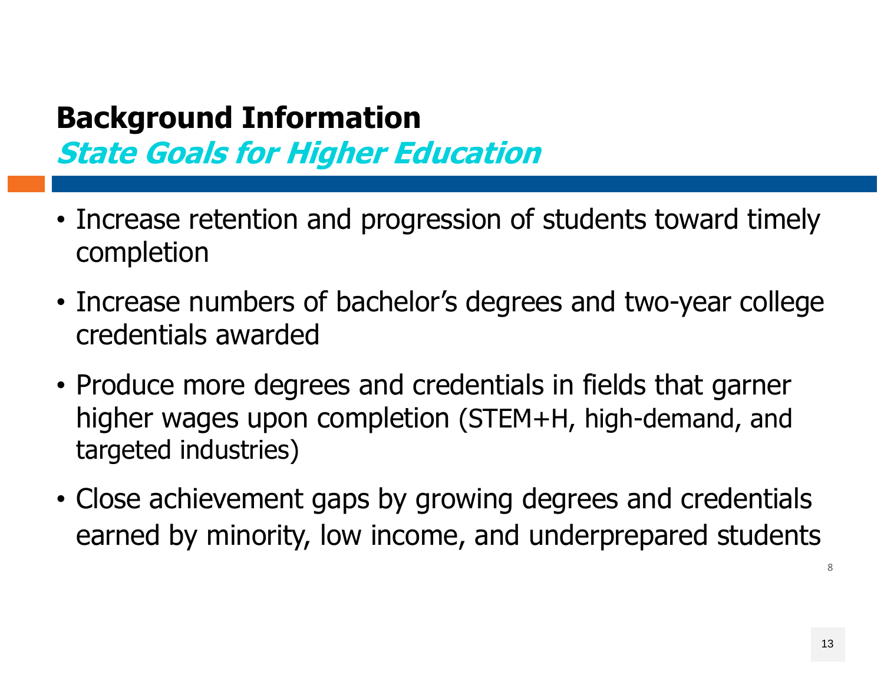# Background Information

## *State Goals for Higher Education*

- Increase retention and progression of students toward timely completion
- Increase numbers of bachelor's degrees and two-year college credentials awarded
- Produce more degrees and credentials in fields that garner higher wages upon completion (STEM+H, high-demand, and targeted industries)
- Close achievement gaps by growing degrees and credentials earned by minority, low income, and underprepared students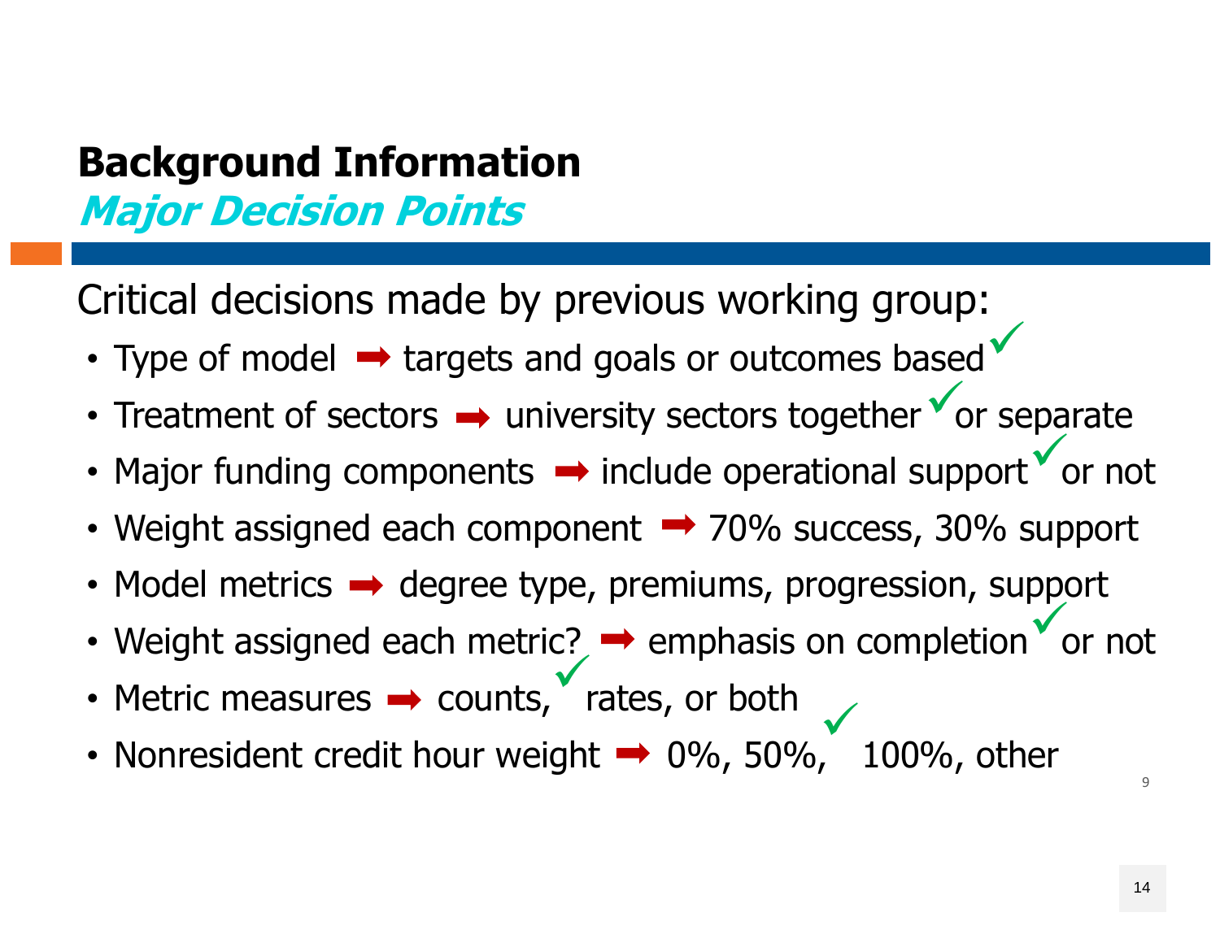## Background Information

### *Major Decision Points*

Critical decisions made by previous working group:

- Type of model ➡ targets and goals or outcomes based ✓
- Treatment of sectors ➡ university sectors together ✓ or separate
- Major funding components ➡ include operational support ✓ or not
- Weight assigned each component ➡ 70% success, 30% support
- Model metrics ➡ degree type, premiums, progression, support
- Weight assigned each metric? ➡ emphasis on completion ✓ or not
- Metric measures ➡ counts, ✓ rates, or both
- Nonresident credit hour weight ➡ 0%, 50%, ✓ 100%, other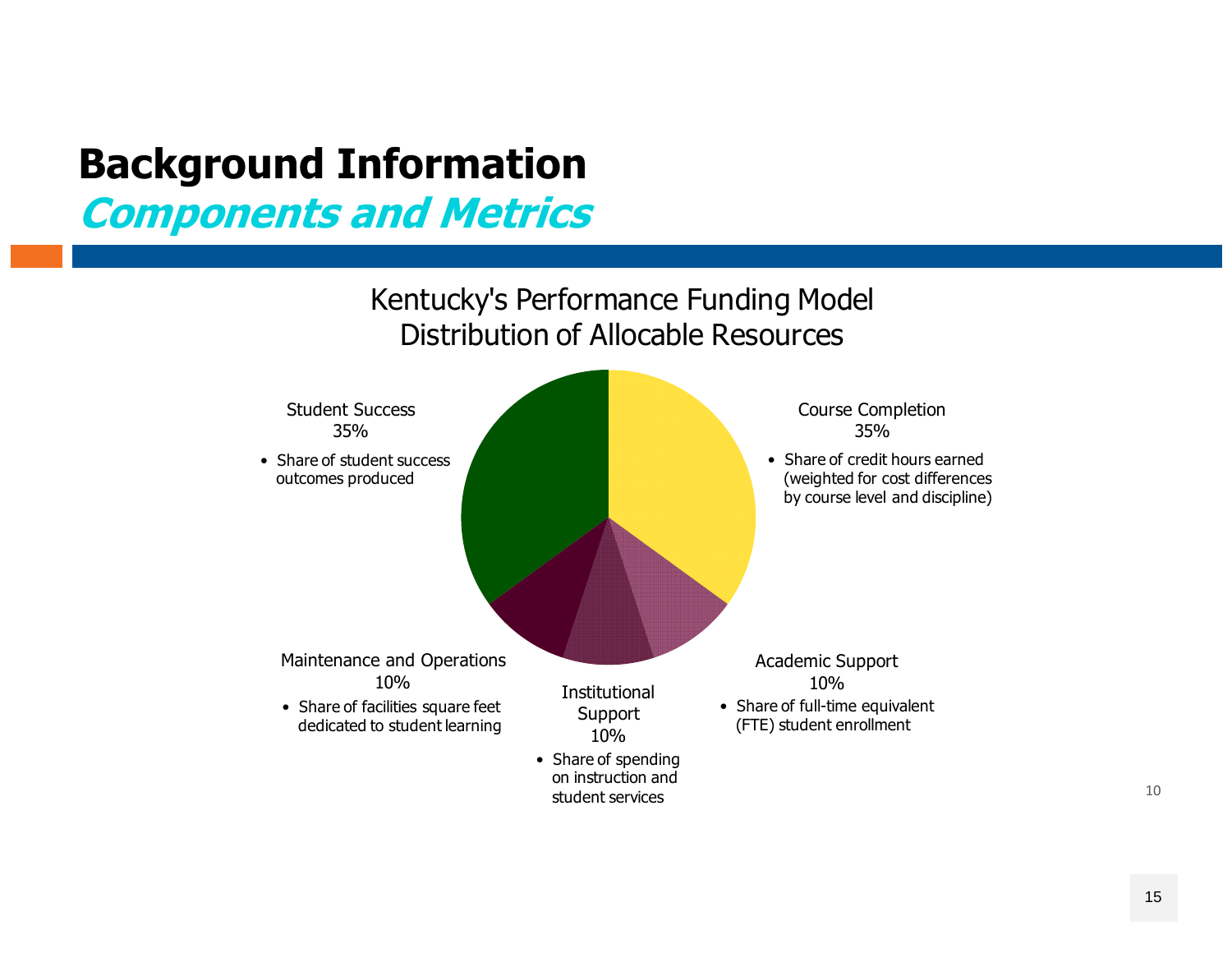# Background Information

## *Components and Metrics*

Kentucky's Performance Funding Model
Distribution of Allocable Resources

**Student Success**
35%

- Share of student success outcomes produced

**Course Completion**
35%

- Share of credit hours earned (weighted for cost differences by course level and discipline)

**Maintenance and Operations**
10%

- Share of facilities square feet dedicated to student learning

**Institutional Support**
10%

- Share of spending on instruction and student services

**Academic Support**
10%

- Share of full-time equivalent (FTE) student enrollment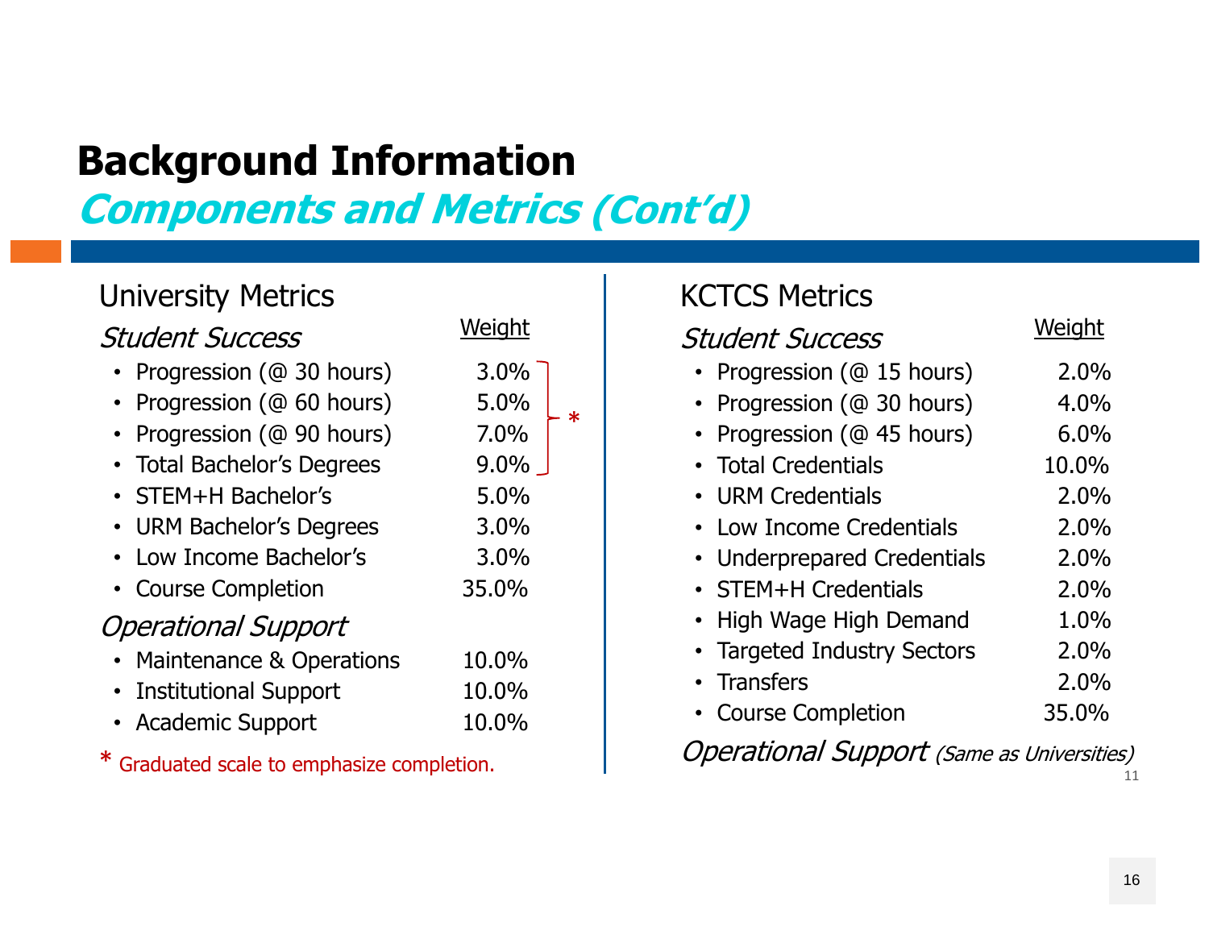# Background Information

## *Components and Metrics (Cont'd)*

### University Metrics

| *Student Success* | Weight |
|---|---|
| Progression (@ 30 hours) | 3.0% * |
| Progression (@ 60 hours) | 5.0% * |
| Progression (@ 90 hours) | 7.0% * |
| Total Bachelor's Degrees | 9.0% * |
| STEM+H Bachelor's | 5.0% |
| URM Bachelor's Degrees | 3.0% |
| Low Income Bachelor's | 3.0% |
| Course Completion | 35.0% |
| ***Operational Support*** | |
| Maintenance & Operations | 10.0% |
| Institutional Support | 10.0% |
| Academic Support | 10.0% |

\* Graduated scale to emphasize completion.

### KCTCS Metrics

| *Student Success* | Weight |
|---|---|
| Progression (@ 15 hours) | 2.0% |
| Progression (@ 30 hours) | 4.0% |
| Progression (@ 45 hours) | 6.0% |
| Total Credentials | 10.0% |
| URM Credentials | 2.0% |
| Low Income Credentials | 2.0% |
| Underprepared Credentials | 2.0% |
| STEM+H Credentials | 2.0% |
| High Wage High Demand | 1.0% |
| Targeted Industry Sectors | 2.0% |
| Transfers | 2.0% |
| Course Completion | 35.0% |

*Operational Support (Same as Universities)*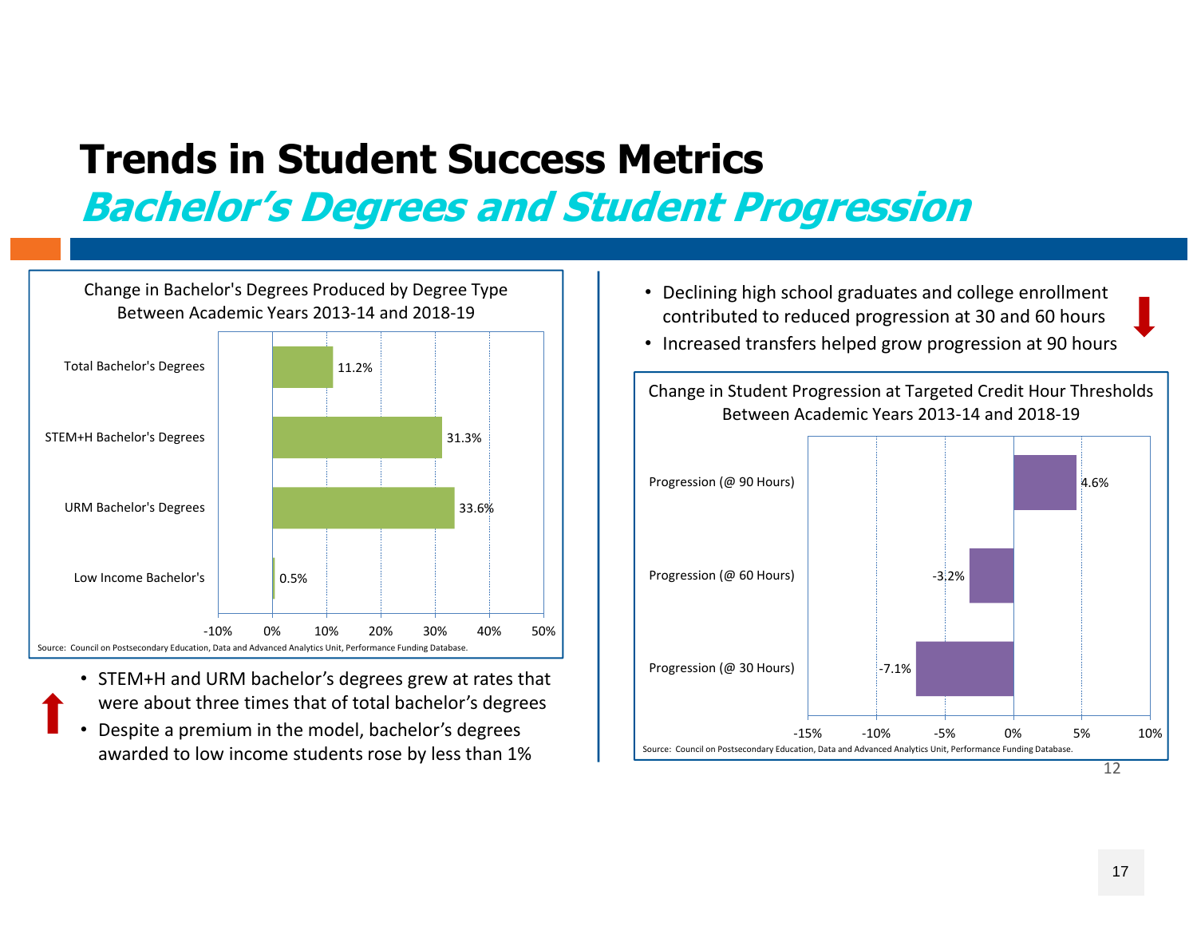# Trends in Student Success Metrics

## *Bachelor's Degrees and Student Progression*

Change in Bachelor's Degrees Produced by Degree Type Between Academic Years 2013-14 and 2018-19

| Degree Type | Change |
| --- | --- |
| Total Bachelor's Degrees | 11.2% |
| STEM+H Bachelor's Degrees | 31.3% |
| URM Bachelor's Degrees | 33.6% |
| Low Income Bachelor's | 0.5% |

Source: Council on Postsecondary Education, Data and Advanced Analytics Unit, Performance Funding Database.

- STEM+H and URM bachelor's degrees grew at rates that were about three times that of total bachelor's degrees
- Despite a premium in the model, bachelor's degrees awarded to low income students rose by less than 1%

- Declining high school graduates and college enrollment contributed to reduced progression at 30 and 60 hours
- Increased transfers helped grow progression at 90 hours

Change in Student Progression at Targeted Credit Hour Thresholds Between Academic Years 2013-14 and 2018-19

| Threshold | Change |
| --- | --- |
| Progression (@ 90 Hours) | 4.6% |
| Progression (@ 60 Hours) | -3.2% |
| Progression (@ 30 Hours) | -7.1% |

Source: Council on Postsecondary Education, Data and Advanced Analytics Unit, Performance Funding Database.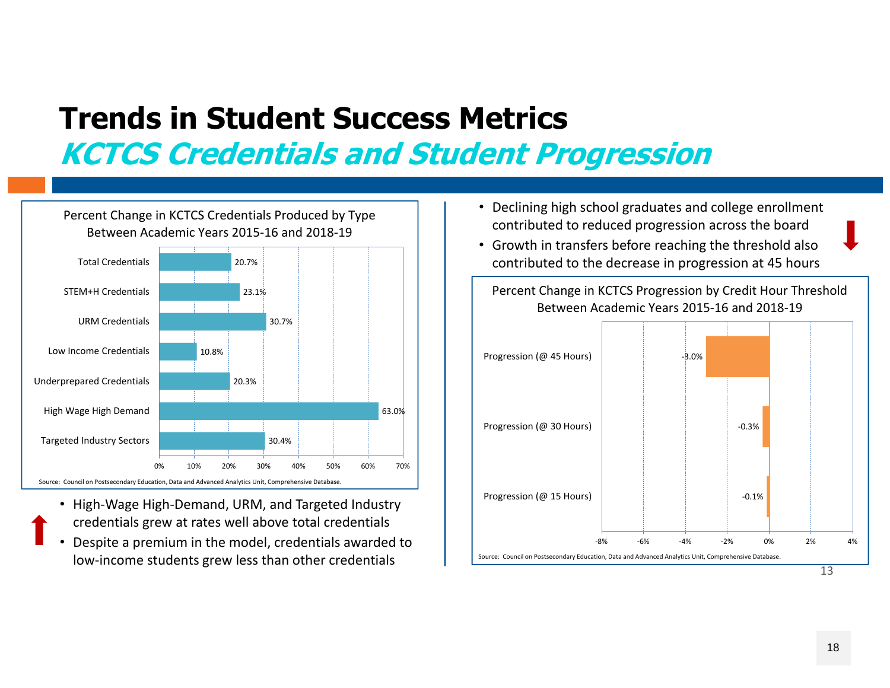# Trends in Student Success Metrics

## *KCTCS Credentials and Student Progression*

**Percent Change in KCTCS Credentials Produced by Type Between Academic Years 2015-16 and 2018-19**

| Credential Type | Percent Change |
|---|---|
| Total Credentials | 20.7% |
| STEM+H Credentials | 23.1% |
| URM Credentials | 30.7% |
| Low Income Credentials | 10.8% |
| Underprepared Credentials | 20.3% |
| High Wage High Demand | 63.0% |
| Targeted Industry Sectors | 30.4% |

Source: Council on Postsecondary Education, Data and Advanced Analytics Unit, Comprehensive Database.

- High-Wage High-Demand, URM, and Targeted Industry credentials grew at rates well above total credentials
- Despite a premium in the model, credentials awarded to low-income students grew less than other credentials

- Declining high school graduates and college enrollment contributed to reduced progression across the board
- Growth in transfers before reaching the threshold also contributed to the decrease in progression at 45 hours

**Percent Change in KCTCS Progression by Credit Hour Threshold Between Academic Years 2015-16 and 2018-19**

| Threshold | Percent Change |
|---|---|
| Progression (@ 45 Hours) | -3.0% |
| Progression (@ 30 Hours) | -0.3% |
| Progression (@ 15 Hours) | -0.1% |

Source: Council on Postsecondary Education, Data and Advanced Analytics Unit, Comprehensive Database.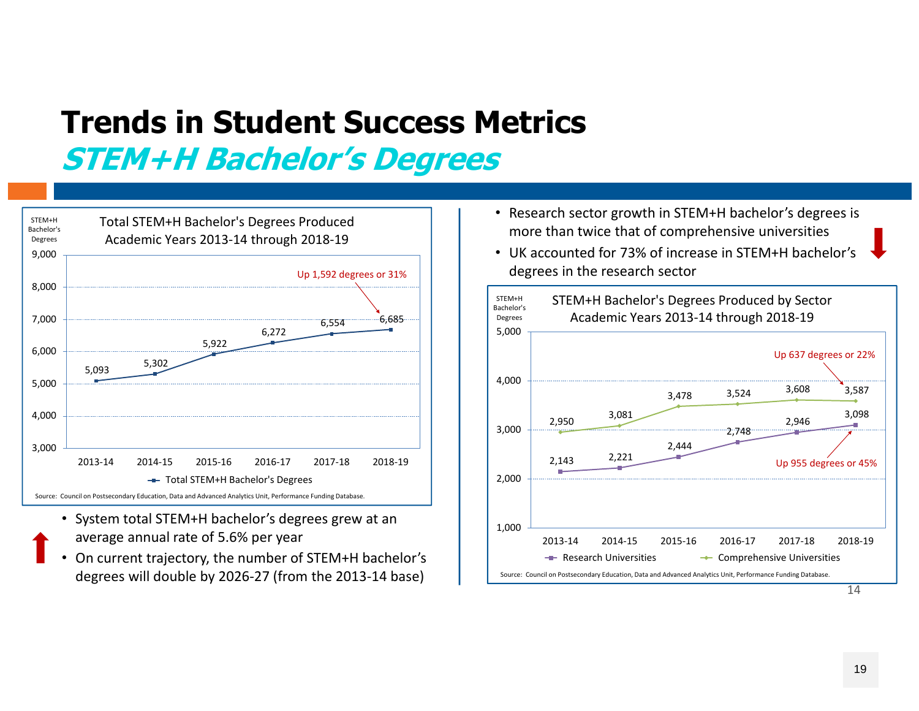# Trends in Student Success Metrics

## *STEM+H Bachelor's Degrees*

**Total STEM+H Bachelor's Degrees Produced**
**Academic Years 2013-14 through 2018-19**

| Academic Year | Total STEM+H Bachelor's Degrees |
|---|---|
| 2013-14 | 5,093 |
| 2014-15 | 5,302 |
| 2015-16 | 5,922 |
| 2016-17 | 6,272 |
| 2017-18 | 6,554 |
| 2018-19 | 6,685 |

Up 1,592 degrees or 31%

Source: Council on Postsecondary Education, Data and Advanced Analytics Unit, Performance Funding Database.

- System total STEM+H bachelor's degrees grew at an average annual rate of 5.6% per year
- On current trajectory, the number of STEM+H bachelor's degrees will double by 2026-27 (from the 2013-14 base)

- Research sector growth in STEM+H bachelor's degrees is more than twice that of comprehensive universities
- UK accounted for 73% of increase in STEM+H bachelor's degrees in the research sector

**STEM+H Bachelor's Degrees Produced by Sector**
**Academic Years 2013-14 through 2018-19**

| Academic Year | Research Universities | Comprehensive Universities |
|---|---|---|
| 2013-14 | 2,143 | 2,950 |
| 2014-15 | 2,221 | 3,081 |
| 2015-16 | 2,444 | 3,478 |
| 2016-17 | 2,748 | 3,524 |
| 2017-18 | 2,946 | 3,608 |
| 2018-19 | 3,098 | 3,587 |

Research Universities: Up 955 degrees or 45%
Comprehensive Universities: Up 637 degrees or 22%

Source: Council on Postsecondary Education, Data and Advanced Analytics Unit, Performance Funding Database.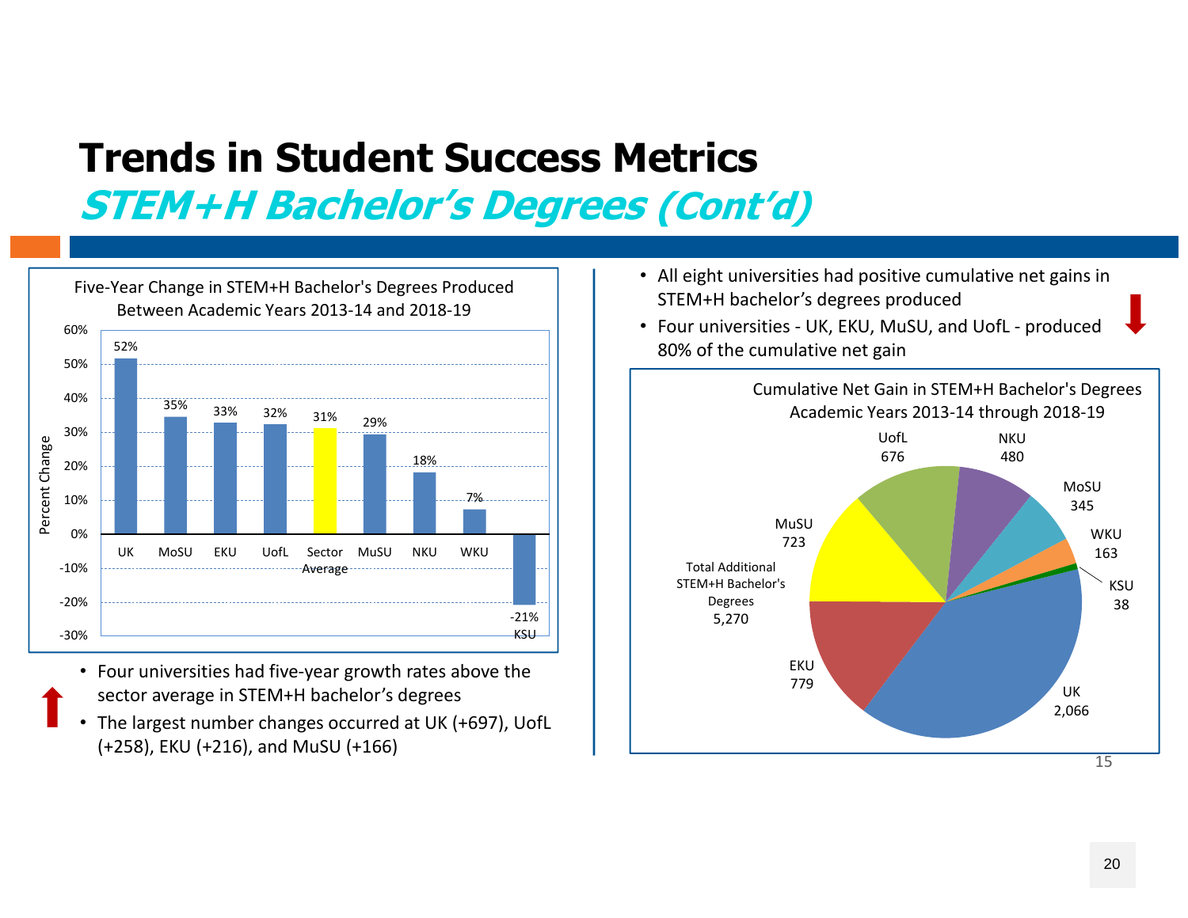# Trends in Student Success Metrics

## *STEM+H Bachelor's Degrees (Cont'd)*

**Five-Year Change in STEM+H Bachelor's Degrees Produced Between Academic Years 2013-14 and 2018-19**

| Institution | Percent Change |
|---|---|
| UK | 52% |
| MoSU | 35% |
| EKU | 33% |
| UofL | 32% |
| Sector Average | 31% |
| MuSU | 29% |
| NKU | 18% |
| WKU | 7% |
| KSU | -21% |

- Four universities had five-year growth rates above the sector average in STEM+H bachelor's degrees
- The largest number changes occurred at UK (+697), UofL (+258), EKU (+216), and MuSU (+166)

- All eight universities had positive cumulative net gains in STEM+H bachelor's degrees produced
- Four universities - UK, EKU, MuSU, and UofL - produced 80% of the cumulative net gain

**Cumulative Net Gain in STEM+H Bachelor's Degrees Academic Years 2013-14 through 2018-19**

| Institution | Net Gain |
|---|---|
| UK | 2,066 |
| EKU | 779 |
| MuSU | 723 |
| UofL | 676 |
| NKU | 480 |
| MoSU | 345 |
| WKU | 163 |
| KSU | 38 |
| Total Additional STEM+H Bachelor's Degrees | 5,270 |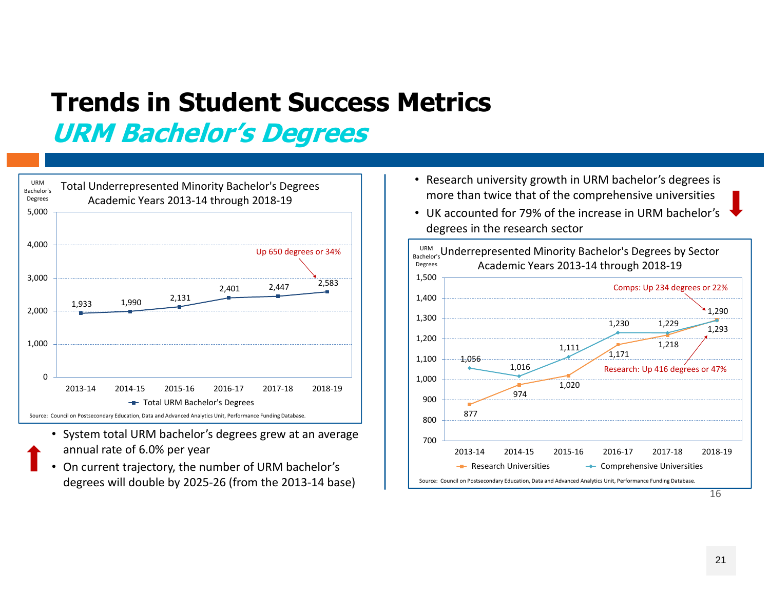# Trends in Student Success Metrics

## *URM Bachelor's Degrees*

**Total Underrepresented Minority Bachelor's Degrees**
**Academic Years 2013-14 through 2018-19**

| Academic Year | Total URM Bachelor's Degrees |
|---|---|
| 2013-14 | 1,933 |
| 2014-15 | 1,990 |
| 2015-16 | 2,131 |
| 2016-17 | 2,401 |
| 2017-18 | 2,447 |
| 2018-19 | 2,583 |

Up 650 degrees or 34%

Source: Council on Postsecondary Education, Data and Advanced Analytics Unit, Performance Funding Database.

- System total URM bachelor's degrees grew at an average annual rate of 6.0% per year
- On current trajectory, the number of URM bachelor's degrees will double by 2025-26 (from the 2013-14 base)

---

- Research university growth in URM bachelor's degrees is more than twice that of the comprehensive universities
- UK accounted for 79% of the increase in URM bachelor's degrees in the research sector

**Underrepresented Minority Bachelor's Degrees by Sector**
**Academic Years 2013-14 through 2018-19**

| Academic Year | Research Universities | Comprehensive Universities |
|---|---|---|
| 2013-14 | 877 | 1,056 |
| 2014-15 | 974 | 1,016 |
| 2015-16 | 1,020 | 1,111 |
| 2016-17 | 1,171 | 1,230 |
| 2017-18 | 1,218 | 1,229 |
| 2018-19 | 1,293 | 1,290 |

Comps: Up 234 degrees or 22%

Research: Up 416 degrees or 47%

Source: Council on Postsecondary Education, Data and Advanced Analytics Unit, Performance Funding Database.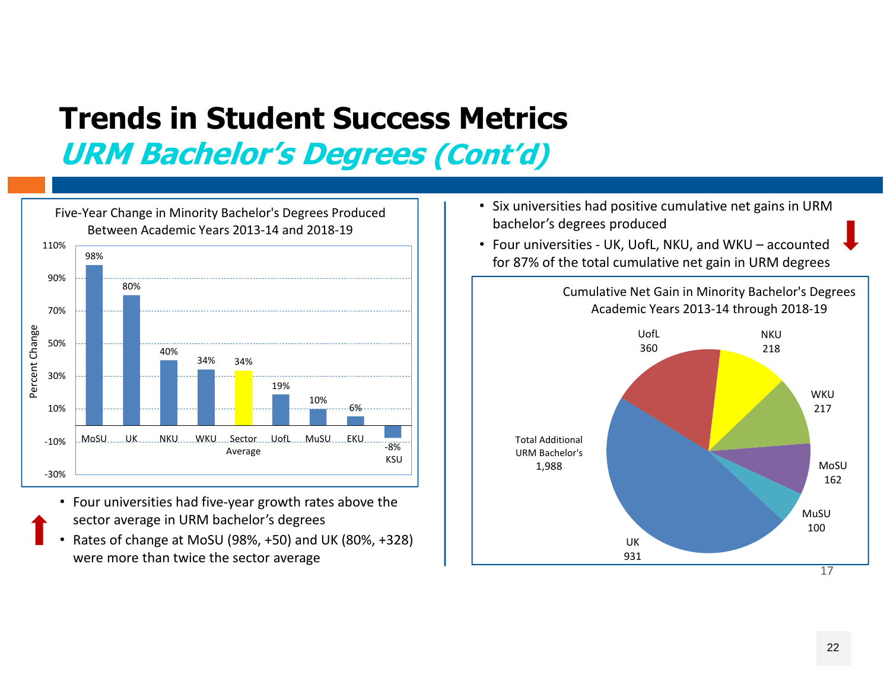# Trends in Student Success Metrics

## *URM Bachelor's Degrees (Cont'd)*

**Five-Year Change in Minority Bachelor's Degrees Produced Between Academic Years 2013-14 and 2018-19**

| Institution | Percent Change |
|---|---|
| MoSU | 98% |
| UK | 80% |
| NKU | 40% |
| WKU | 34% |
| Sector Average | 34% |
| UofL | 19% |
| MuSU | 10% |
| EKU | 6% |
| KSU | -8% |

- Four universities had five-year growth rates above the sector average in URM bachelor's degrees
- Rates of change at MoSU (98%, +50) and UK (80%, +328) were more than twice the sector average

- Six universities had positive cumulative net gains in URM bachelor's degrees produced
- Four universities - UK, UofL, NKU, and WKU – accounted for 87% of the total cumulative net gain in URM degrees

**Cumulative Net Gain in Minority Bachelor's Degrees Academic Years 2013-14 through 2018-19**

| Institution | Net Gain |
|---|---|
| UK | 931 |
| UofL | 360 |
| NKU | 218 |
| WKU | 217 |
| MoSU | 162 |
| MuSU | 100 |
| Total Additional URM Bachelor's | 1,988 |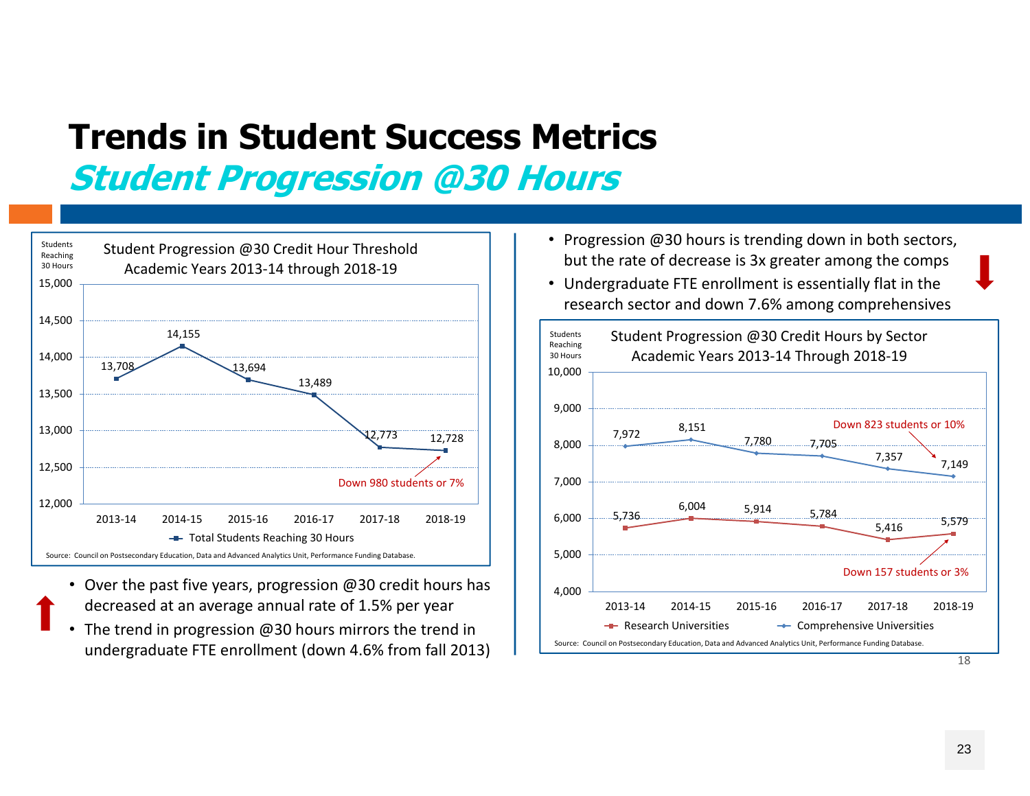# Trends in Student Success Metrics

## *Student Progression @30 Hours*

**Student Progression @30 Credit Hour Threshold**
**Academic Years 2013-14 through 2018-19**

Students Reaching 30 Hours

| Academic Year | Total Students Reaching 30 Hours |
|---|---|
| 2013-14 | 13,708 |
| 2014-15 | 14,155 |
| 2015-16 | 13,694 |
| 2016-17 | 13,489 |
| 2017-18 | 12,773 |
| 2018-19 | 12,728 |

Down 980 students or 7%

Source: Council on Postsecondary Education, Data and Advanced Analytics Unit, Performance Funding Database.

- Over the past five years, progression @30 credit hours has decreased at an average annual rate of 1.5% per year
- The trend in progression @30 hours mirrors the trend in undergraduate FTE enrollment (down 4.6% from fall 2013)

- Progression @30 hours is trending down in both sectors, but the rate of decrease is 3x greater among the comps
- Undergraduate FTE enrollment is essentially flat in the research sector and down 7.6% among comprehensives

**Student Progression @30 Credit Hours by Sector**
**Academic Years 2013-14 Through 2018-19**

Students Reaching 30 Hours

| Academic Year | Research Universities | Comprehensive Universities |
|---|---|---|
| 2013-14 | 5,736 | 7,972 |
| 2014-15 | 6,004 | 8,151 |
| 2015-16 | 5,914 | 7,780 |
| 2016-17 | 5,784 | 7,705 |
| 2017-18 | 5,416 | 7,357 |
| 2018-19 | 5,579 | 7,149 |

Research Universities: Down 157 students or 3%
Comprehensive Universities: Down 823 students or 10%

Source: Council on Postsecondary Education, Data and Advanced Analytics Unit, Performance Funding Database.

18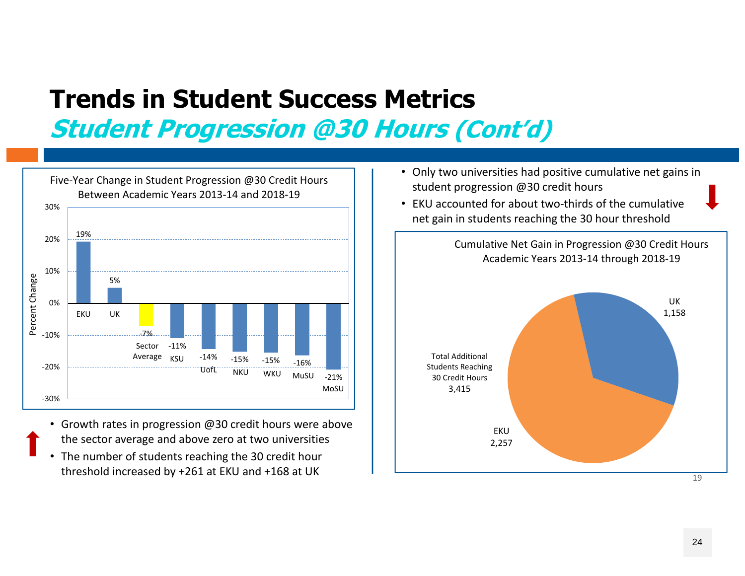# Trends in Student Success Metrics

## *Student Progression @30 Hours (Cont'd)*

**Five-Year Change in Student Progression @30 Credit Hours Between Academic Years 2013-14 and 2018-19**

| Institution | Percent Change |
|---|---|
| EKU | 19% |
| UK | 5% |
| Sector Average | -7% |
| KSU | -11% |
| UofL | -14% |
| NKU | -15% |
| WKU | -15% |
| MuSU | -16% |
| MoSU | -21% |

- Growth rates in progression @30 credit hours were above the sector average and above zero at two universities
- The number of students reaching the 30 credit hour threshold increased by +261 at EKU and +168 at UK

- Only two universities had positive cumulative net gains in student progression @30 credit hours
- EKU accounted for about two-thirds of the cumulative net gain in students reaching the 30 hour threshold

**Cumulative Net Gain in Progression @30 Credit Hours Academic Years 2013-14 through 2018-19**

| Institution | Net Gain |
|---|---|
| EKU | 2,257 |
| UK | 1,158 |
| Total Additional Students Reaching 30 Credit Hours | 3,415 |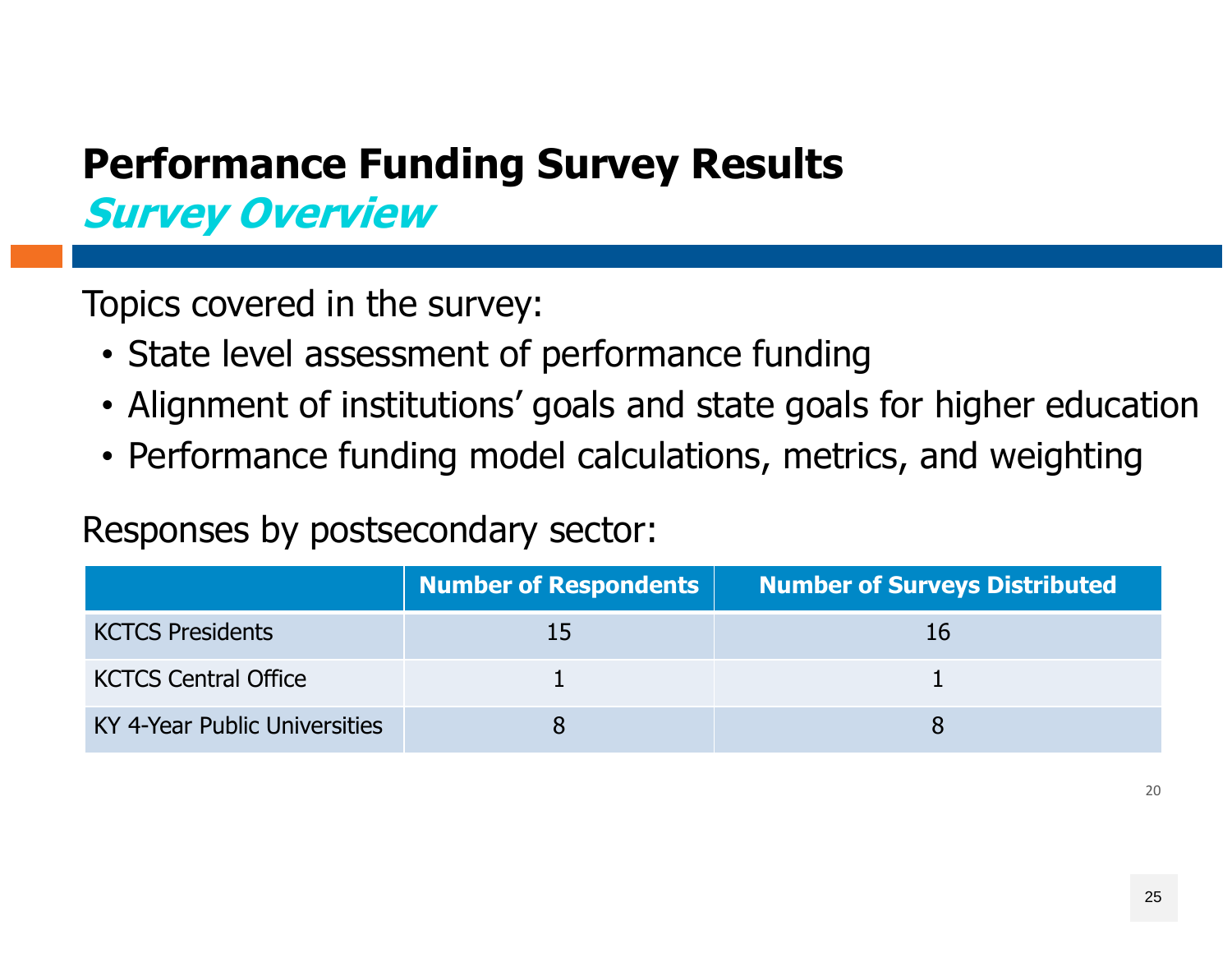# Performance Funding Survey Results

## *Survey Overview*

Topics covered in the survey:

- State level assessment of performance funding
- Alignment of institutions' goals and state goals for higher education
- Performance funding model calculations, metrics, and weighting

Responses by postsecondary sector:

| | Number of Respondents | Number of Surveys Distributed |
|---|---|---|
| KCTCS Presidents | 15 | 16 |
| KCTCS Central Office | 1 | 1 |
| KY 4-Year Public Universities | 8 | 8 |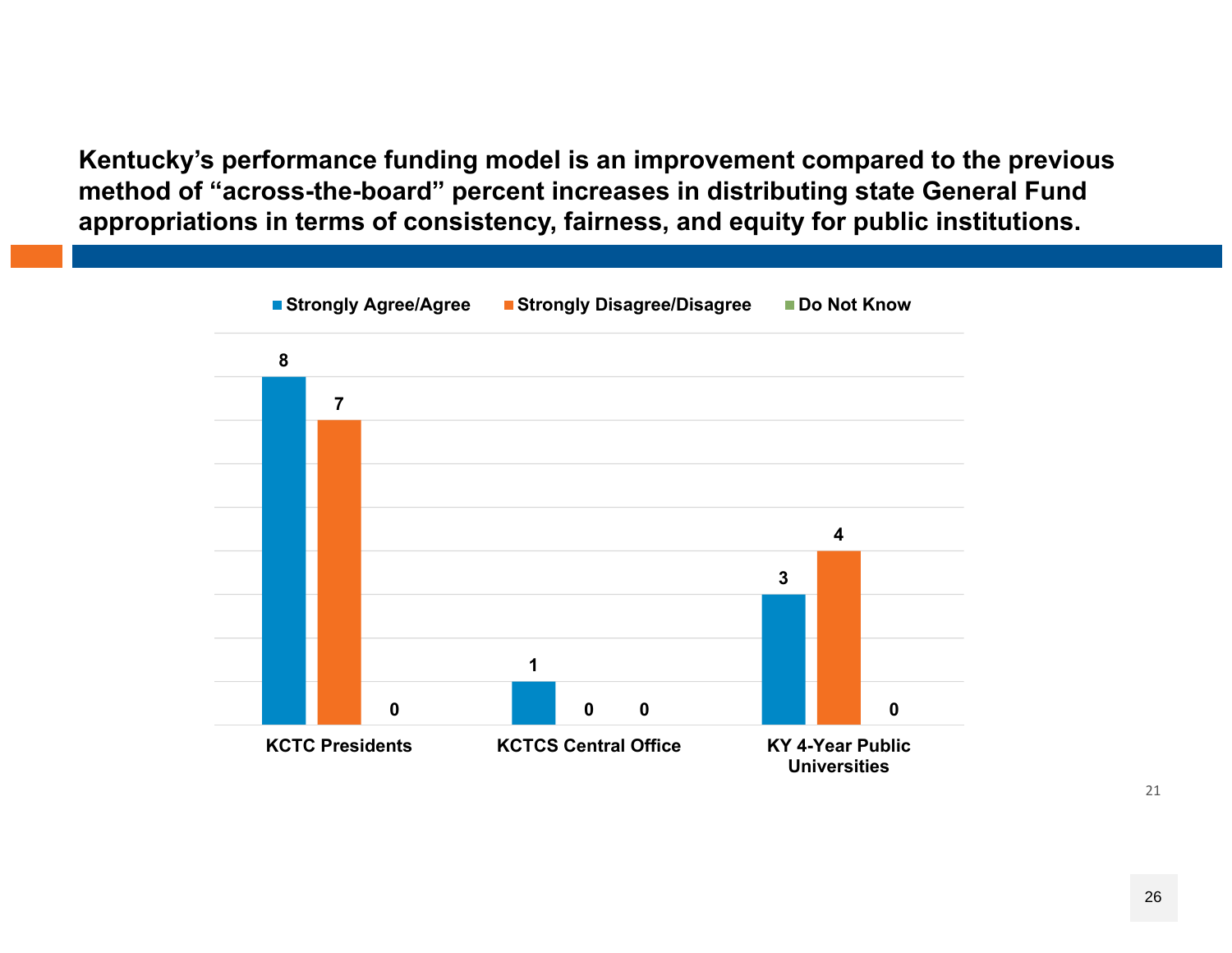**Kentucky's performance funding model is an improvement compared to the previous method of "across-the-board" percent increases in distributing state General Fund appropriations in terms of consistency, fairness, and equity for public institutions.**

| | Strongly Agree/Agree | Strongly Disagree/Disagree | Do Not Know |
|---|---|---|---|
| KCTC Presidents | 8 | 7 | 0 |
| KCTCS Central Office | 1 | 0 | 0 |
| KY 4-Year Public Universities | 3 | 4 | 0 |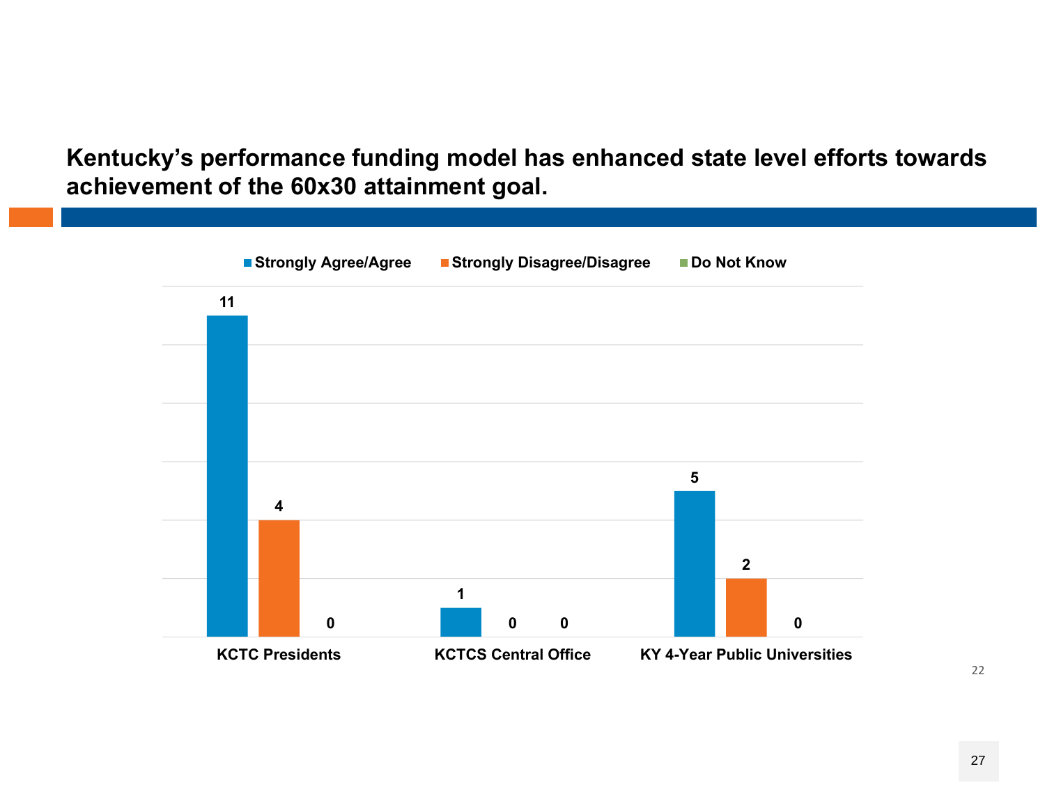## Kentucky's performance funding model has enhanced state level efforts towards achievement of the 60x30 attainment goal.

| | Strongly Agree/Agree | Strongly Disagree/Disagree | Do Not Know |
|---|---|---|---|
| KCTC Presidents | 11 | 4 | 0 |
| KCTCS Central Office | 1 | 0 | 0 |
| KY 4-Year Public Universities | 5 | 2 | 0 |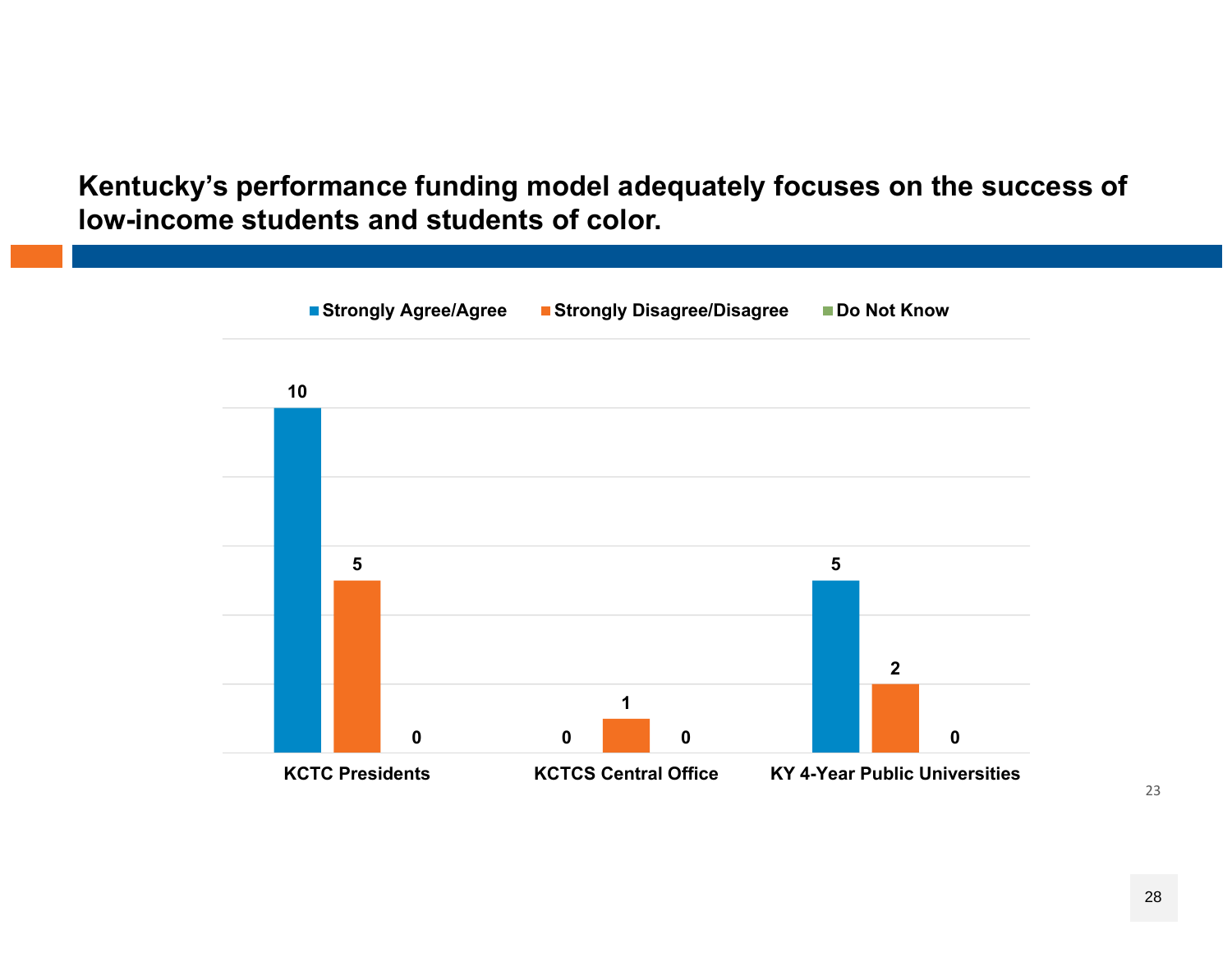## Kentucky's performance funding model adequately focuses on the success of low-income students and students of color.

| | Strongly Agree/Agree | Strongly Disagree/Disagree | Do Not Know |
|---|---|---|---|
| KCTC Presidents | 10 | 5 | 0 |
| KCTCS Central Office | 0 | 1 | 0 |
| KY 4-Year Public Universities | 5 | 2 | 0 |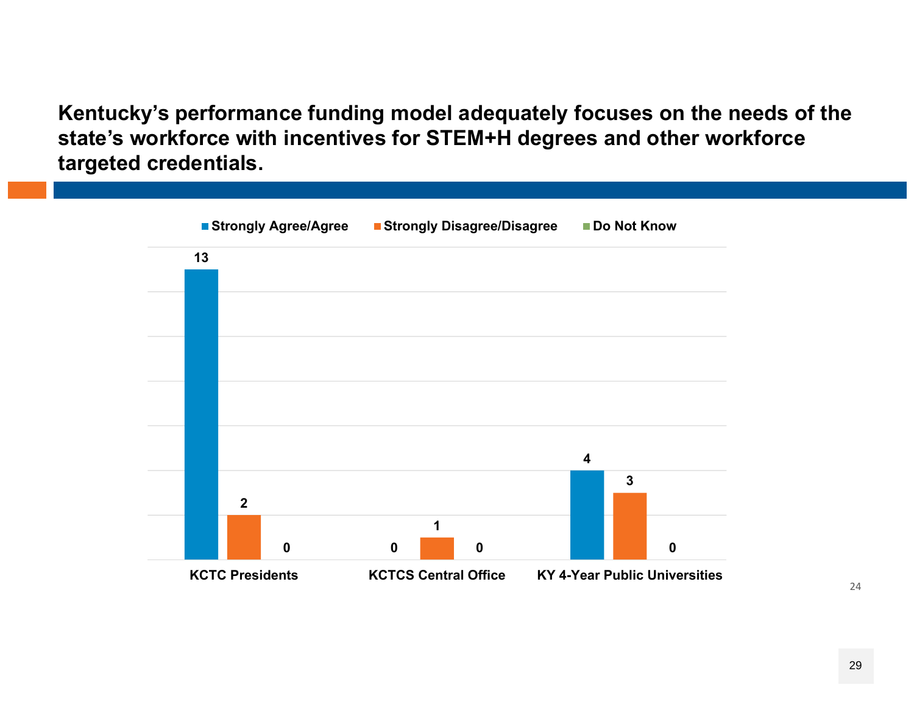**Kentucky's performance funding model adequately focuses on the needs of the state's workforce with incentives for STEM+H degrees and other workforce targeted credentials.**

| | Strongly Agree/Agree | Strongly Disagree/Disagree | Do Not Know |
|---|---|---|---|
| KCTC Presidents | 13 | 2 | 0 |
| KCTCS Central Office | 0 | 1 | 0 |
| KY 4-Year Public Universities | 4 | 3 | 0 |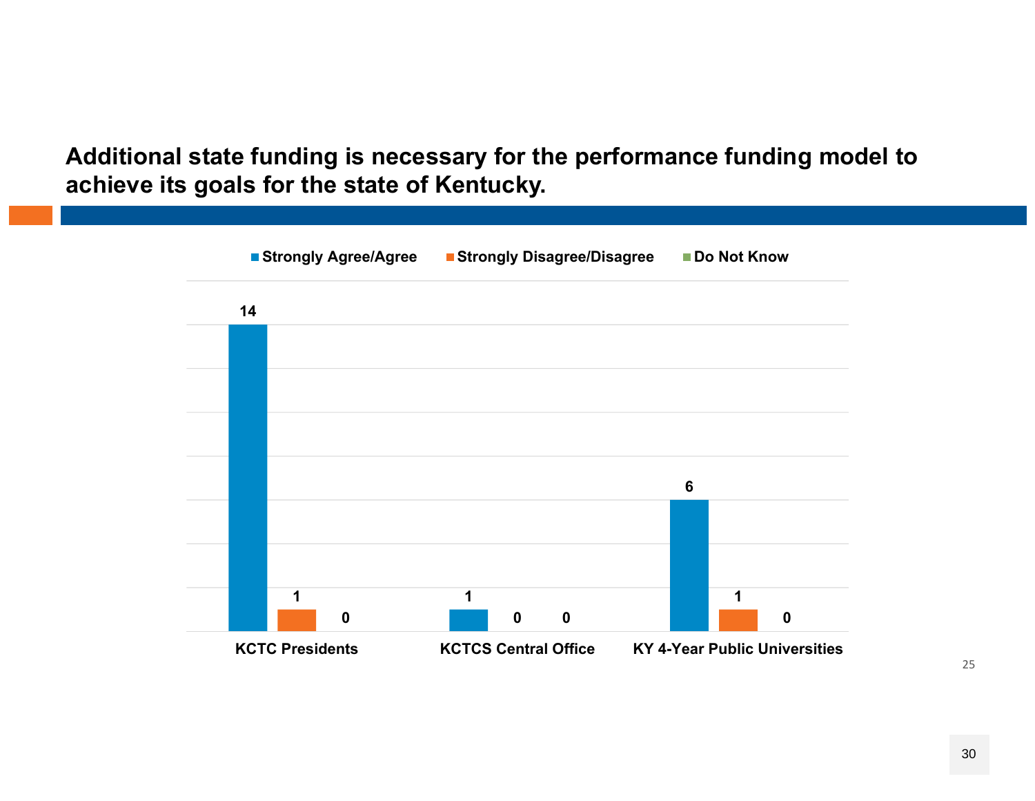## Additional state funding is necessary for the performance funding model to achieve its goals for the state of Kentucky.

| | Strongly Agree/Agree | Strongly Disagree/Disagree | Do Not Know |
| --- | --- | --- | --- |
| KCTC Presidents | 14 | 1 | 0 |
| KCTCS Central Office | 1 | 0 | 0 |
| KY 4-Year Public Universities | 6 | 1 | 0 |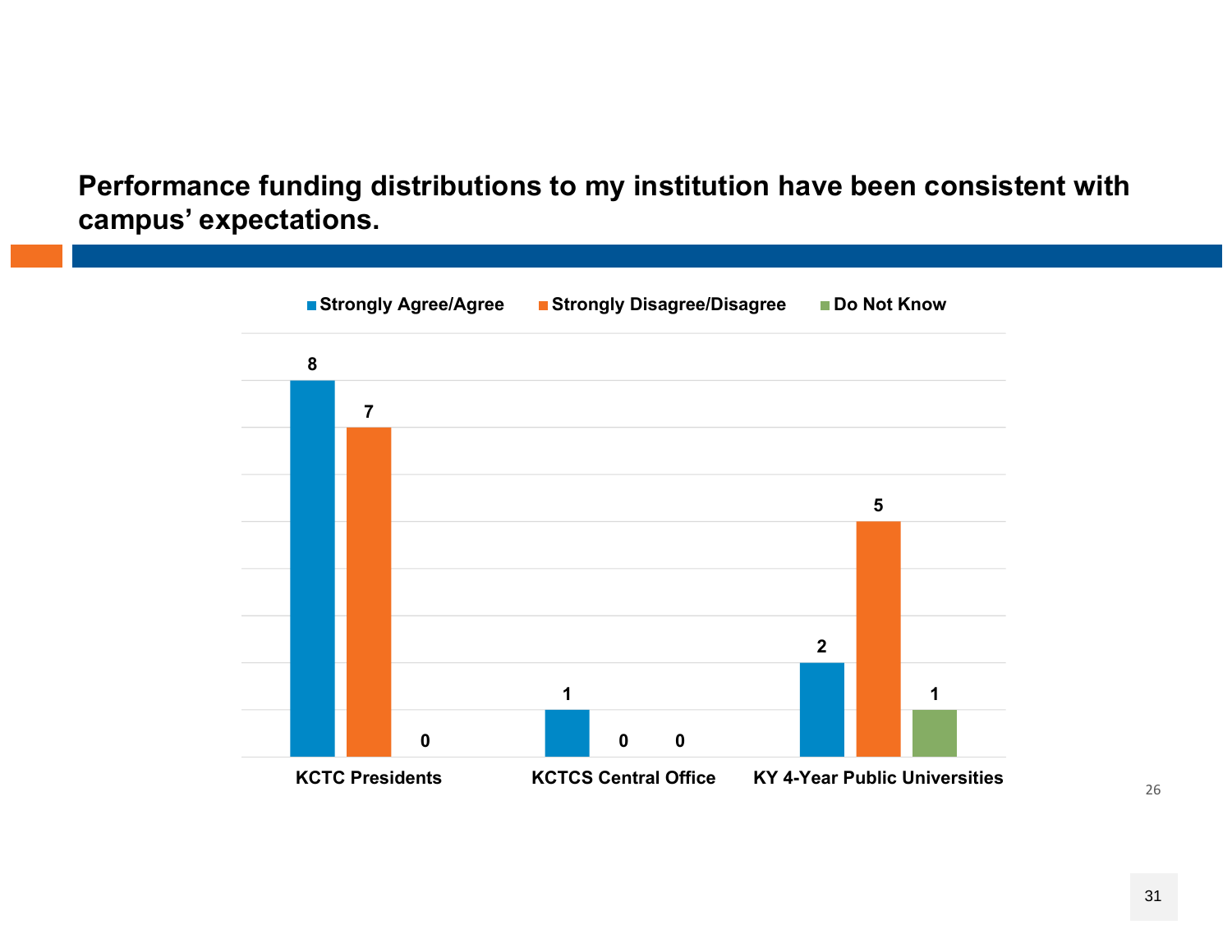## Performance funding distributions to my institution have been consistent with campus' expectations.

| | Strongly Agree/Agree | Strongly Disagree/Disagree | Do Not Know |
|---|---|---|---|
| KCTC Presidents | 8 | 7 | 0 |
| KCTCS Central Office | 1 | 0 | 0 |
| KY 4-Year Public Universities | 2 | 5 | 1 |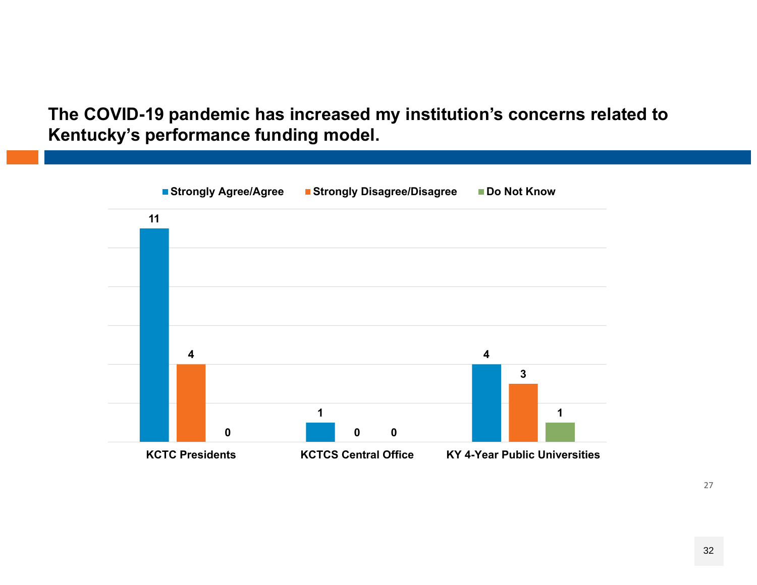## The COVID-19 pandemic has increased my institution's concerns related to Kentucky's performance funding model.

| | Strongly Agree/Agree | Strongly Disagree/Disagree | Do Not Know |
|---|---|---|---|
| KCTC Presidents | 11 | 4 | 0 |
| KCTCS Central Office | 1 | 0 | 0 |
| KY 4-Year Public Universities | 4 | 3 | 1 |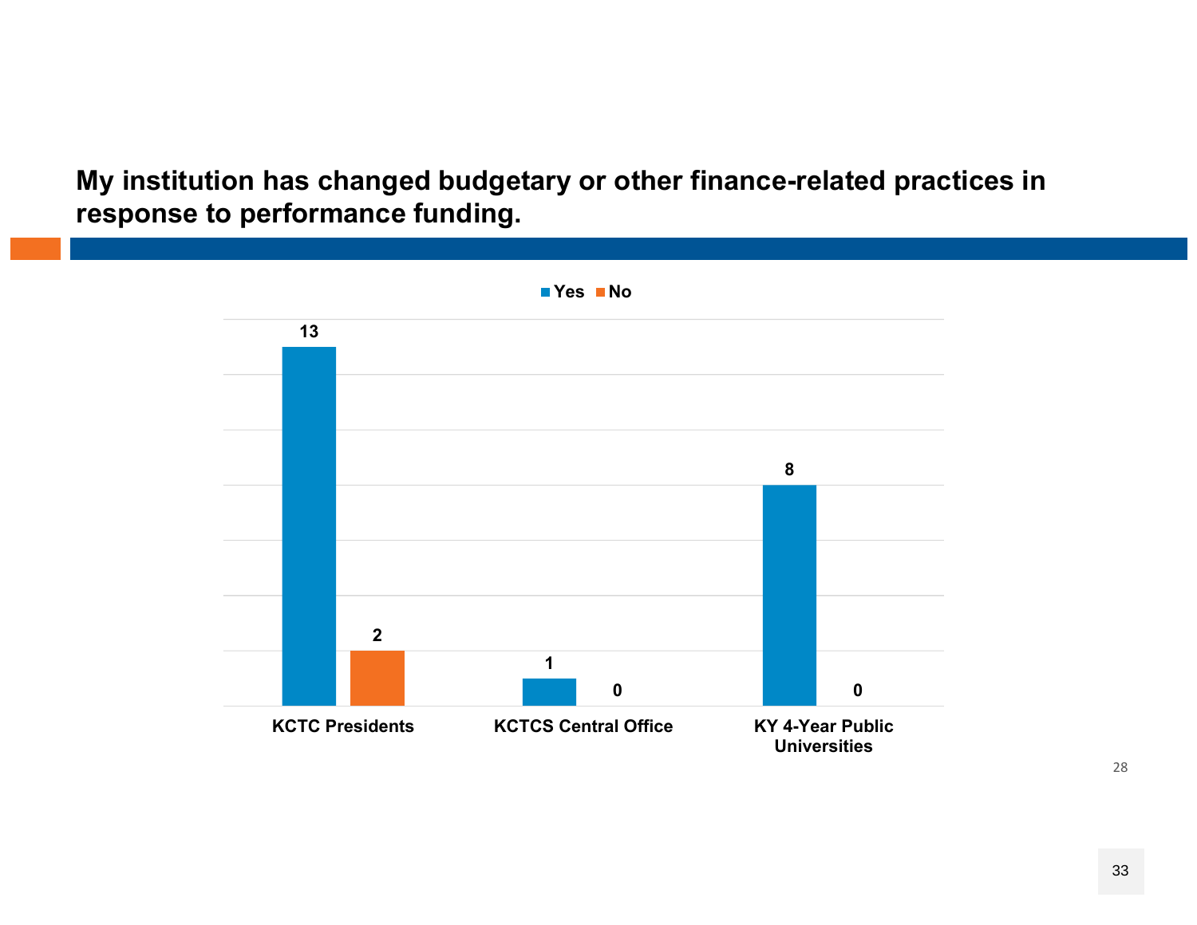# My institution has changed budgetary or other finance-related practices in response to performance funding.

| | Yes | No |
|---|---|---|
| KCTC Presidents | 13 | 2 |
| KCTCS Central Office | 1 | 0 |
| KY 4-Year Public Universities | 8 | 0 |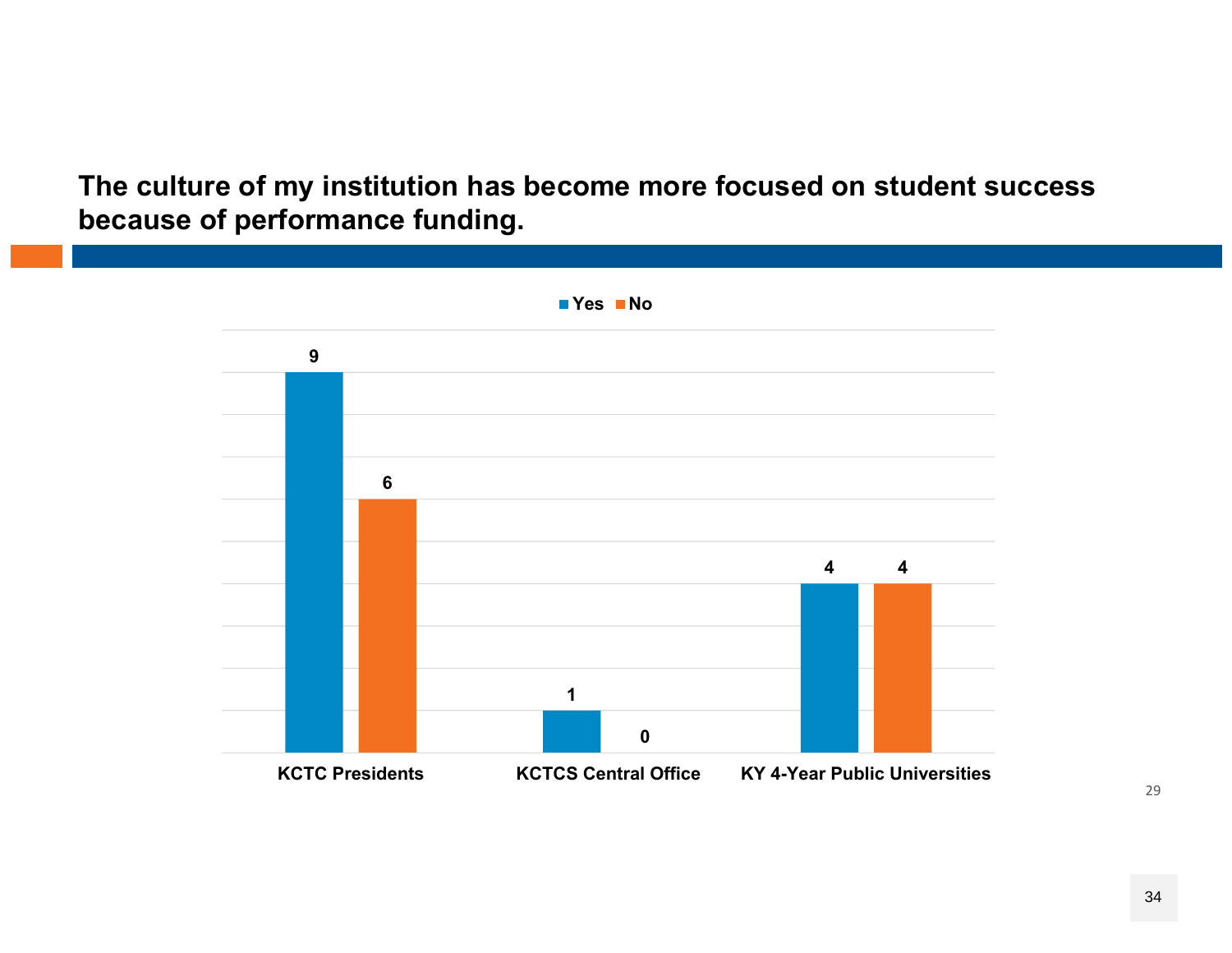## The culture of my institution has become more focused on student success because of performance funding.

| | Yes | No |
|---|---|---|
| KCTC Presidents | 9 | 6 |
| KCTCS Central Office | 1 | 0 |
| KY 4-Year Public Universities | 4 | 4 |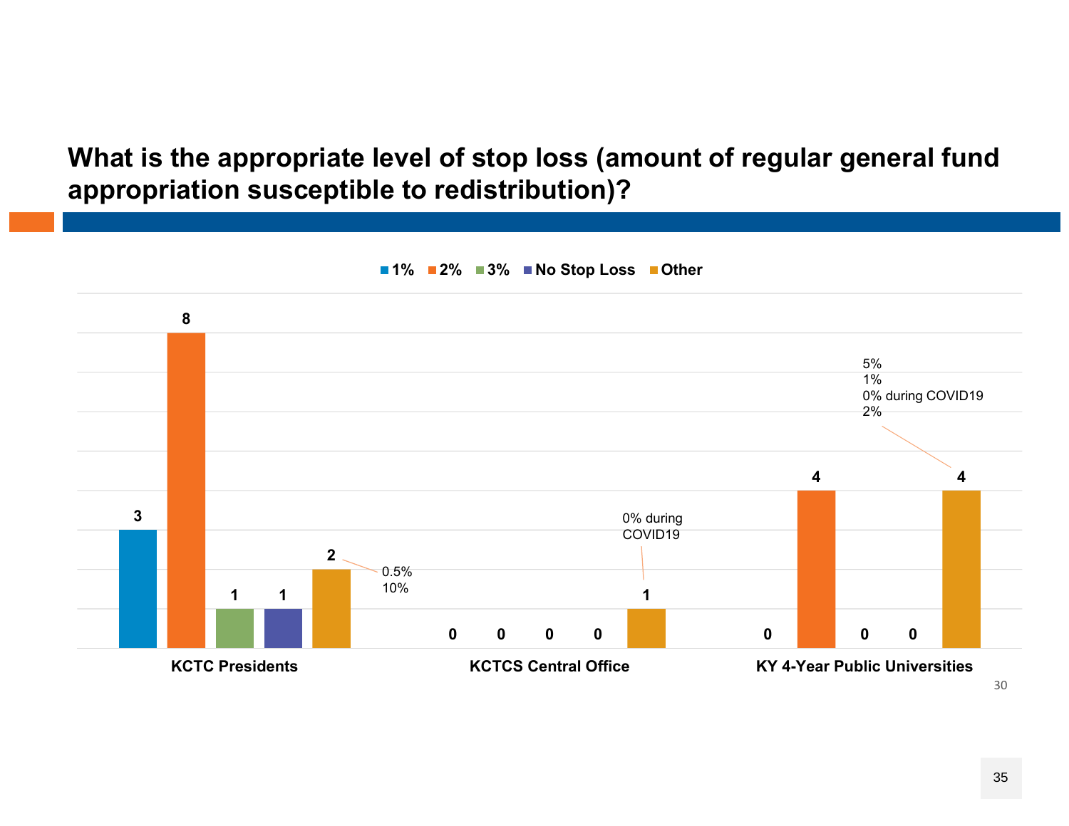# What is the appropriate level of stop loss (amount of regular general fund appropriation susceptible to redistribution)?

| | 1% | 2% | 3% | No Stop Loss | Other |
|---|---|---|---|---|---|
| KCTC Presidents | 3 | 8 | 1 | 1 | 2 (0.5%, 10%) |
| KCTCS Central Office | 0 | 0 | 0 | 0 | 1 (0% during COVID19) |
| KY 4-Year Public Universities | 0 | 4 | 0 | 0 | 4 (5%, 1%, 0% during COVID19, 2%) |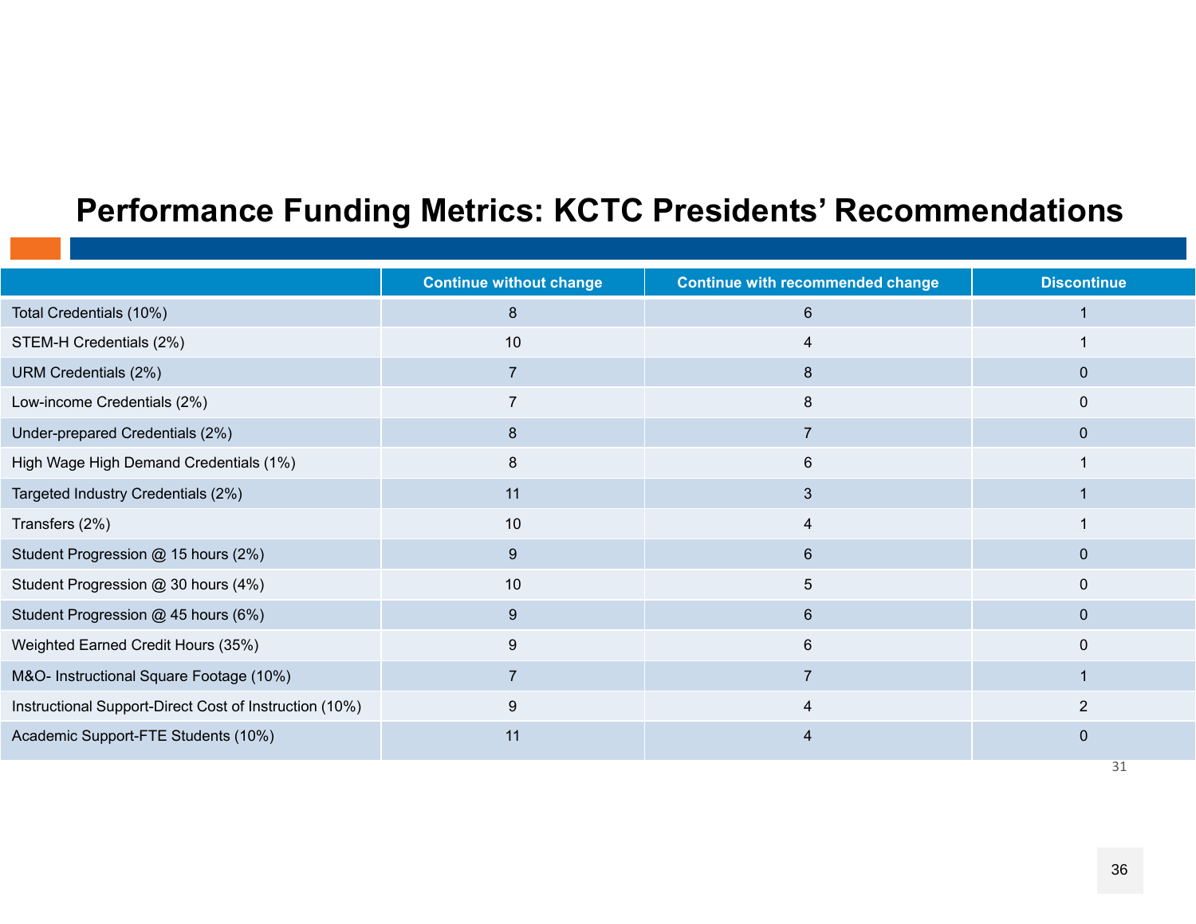# Performance Funding Metrics: KCTC Presidents' Recommendations

| | Continue without change | Continue with recommended change | Discontinue |
|---|---|---|---|
| Total Credentials (10%) | 8 | 6 | 1 |
| STEM-H Credentials (2%) | 10 | 4 | 1 |
| URM Credentials (2%) | 7 | 8 | 0 |
| Low-income Credentials (2%) | 7 | 8 | 0 |
| Under-prepared Credentials (2%) | 8 | 7 | 0 |
| High Wage High Demand Credentials (1%) | 8 | 6 | 1 |
| Targeted Industry Credentials (2%) | 11 | 3 | 1 |
| Transfers (2%) | 10 | 4 | 1 |
| Student Progression @ 15 hours (2%) | 9 | 6 | 0 |
| Student Progression @ 30 hours (4%) | 10 | 5 | 0 |
| Student Progression @ 45 hours (6%) | 9 | 6 | 0 |
| Weighted Earned Credit Hours (35%) | 9 | 6 | 0 |
| M&O- Instructional Square Footage (10%) | 7 | 7 | 1 |
| Instructional Support-Direct Cost of Instruction (10%) | 9 | 4 | 2 |
| Academic Support-FTE Students (10%) | 11 | 4 | 0 |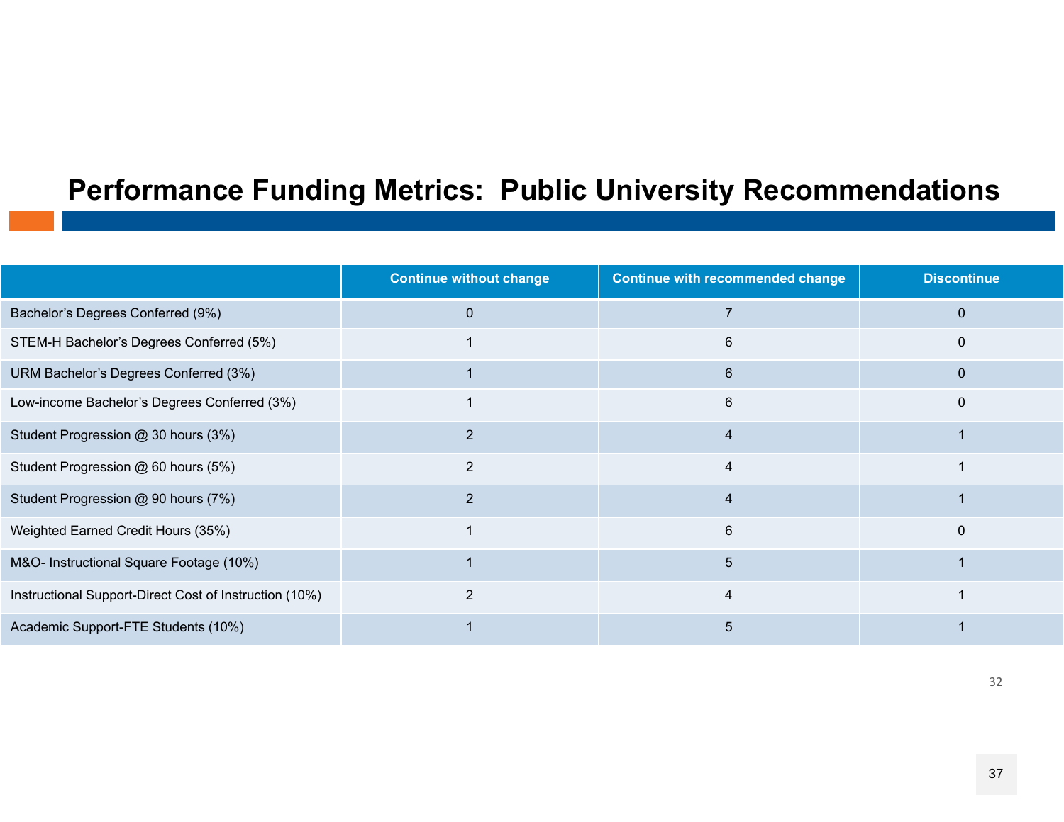# Performance Funding Metrics: Public University Recommendations

| | Continue without change | Continue with recommended change | Discontinue |
|---|---|---|---|
| Bachelor's Degrees Conferred (9%) | 0 | 7 | 0 |
| STEM-H Bachelor's Degrees Conferred (5%) | 1 | 6 | 0 |
| URM Bachelor's Degrees Conferred (3%) | 1 | 6 | 0 |
| Low-income Bachelor's Degrees Conferred (3%) | 1 | 6 | 0 |
| Student Progression @ 30 hours (3%) | 2 | 4 | 1 |
| Student Progression @ 60 hours (5%) | 2 | 4 | 1 |
| Student Progression @ 90 hours (7%) | 2 | 4 | 1 |
| Weighted Earned Credit Hours (35%) | 1 | 6 | 0 |
| M&O- Instructional Square Footage (10%) | 1 | 5 | 1 |
| Instructional Support-Direct Cost of Instruction (10%) | 2 | 4 | 1 |
| Academic Support-FTE Students (10%) | 1 | 5 | 1 |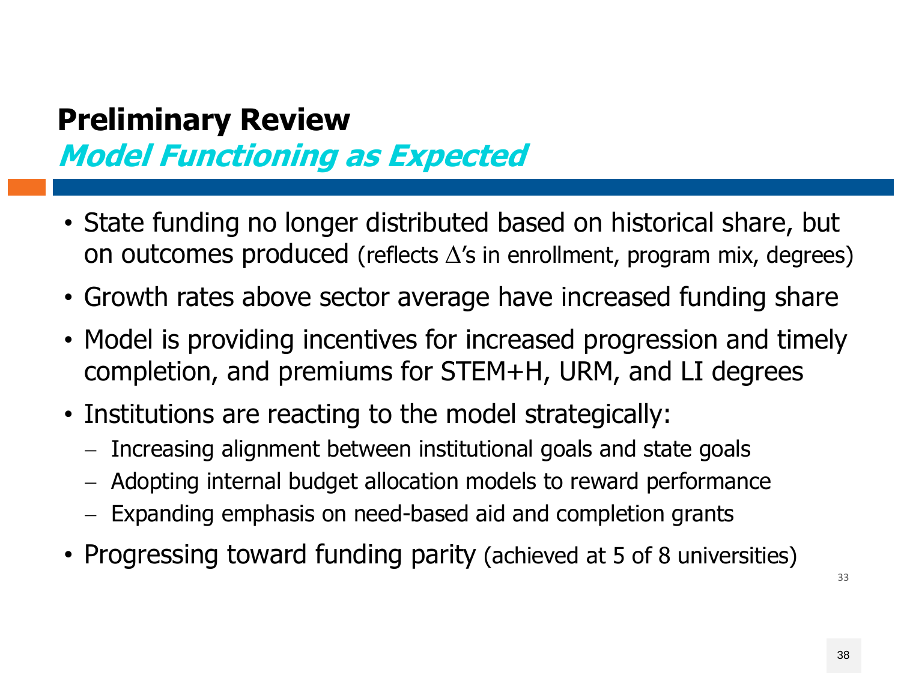# Preliminary Review

## *Model Functioning as Expected*

- State funding no longer distributed based on historical share, but on outcomes produced (reflects $\Delta$'s in enrollment, program mix, degrees)
- Growth rates above sector average have increased funding share
- Model is providing incentives for increased progression and timely completion, and premiums for STEM+H, URM, and LI degrees
- Institutions are reacting to the model strategically:
  - Increasing alignment between institutional goals and state goals
  - Adopting internal budget allocation models to reward performance
  - Expanding emphasis on need-based aid and completion grants
- Progressing toward funding parity (achieved at 5 of 8 universities)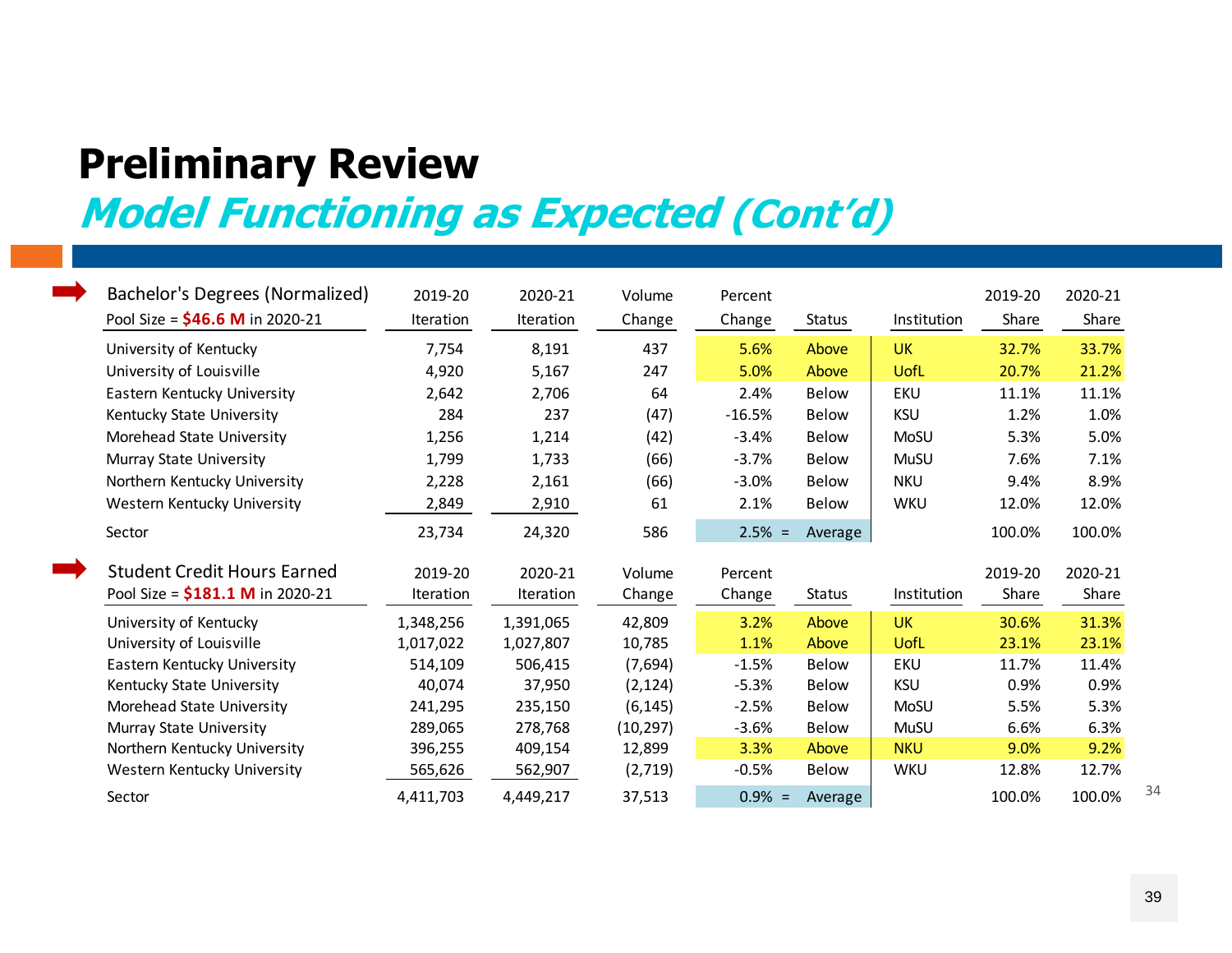# Preliminary Review

## *Model Functioning as Expected (Cont'd)*

| Bachelor's Degrees (Normalized) Pool Size = **$46.6 M** in 2020-21 | 2019-20 Iteration | 2020-21 Iteration | Volume Change | Percent Change | Status | Institution | 2019-20 Share | 2020-21 Share |
|---|---|---|---|---|---|---|---|---|
| University of Kentucky | 7,754 | 8,191 | 437 | 5.6% | Above | UK | 32.7% | 33.7% |
| University of Louisville | 4,920 | 5,167 | 247 | 5.0% | Above | UofL | 20.7% | 21.2% |
| Eastern Kentucky University | 2,642 | 2,706 | 64 | 2.4% | Below | EKU | 11.1% | 11.1% |
| Kentucky State University | 284 | 237 | (47) | -16.5% | Below | KSU | 1.2% | 1.0% |
| Morehead State University | 1,256 | 1,214 | (42) | -3.4% | Below | MoSU | 5.3% | 5.0% |
| Murray State University | 1,799 | 1,733 | (66) | -3.7% | Below | MuSU | 7.6% | 7.1% |
| Northern Kentucky University | 2,228 | 2,161 | (66) | -3.0% | Below | NKU | 9.4% | 8.9% |
| Western Kentucky University | 2,849 | 2,910 | 61 | 2.1% | Below | WKU | 12.0% | 12.0% |
| Sector | 23,734 | 24,320 | 586 | 2.5% = | Average | | 100.0% | 100.0% |

| Student Credit Hours Earned Pool Size = **$181.1 M** in 2020-21 | 2019-20 Iteration | 2020-21 Iteration | Volume Change | Percent Change | Status | Institution | 2019-20 Share | 2020-21 Share |
|---|---|---|---|---|---|---|---|---|
| University of Kentucky | 1,348,256 | 1,391,065 | 42,809 | 3.2% | Above | UK | 30.6% | 31.3% |
| University of Louisville | 1,017,022 | 1,027,807 | 10,785 | 1.1% | Above | UofL | 23.1% | 23.1% |
| Eastern Kentucky University | 514,109 | 506,415 | (7,694) | -1.5% | Below | EKU | 11.7% | 11.4% |
| Kentucky State University | 40,074 | 37,950 | (2,124) | -5.3% | Below | KSU | 0.9% | 0.9% |
| Morehead State University | 241,295 | 235,150 | (6,145) | -2.5% | Below | MoSU | 5.5% | 5.3% |
| Murray State University | 289,065 | 278,768 | (10,297) | -3.6% | Below | MuSU | 6.6% | 6.3% |
| Northern Kentucky University | 396,255 | 409,154 | 12,899 | 3.3% | Above | NKU | 9.0% | 9.2% |
| Western Kentucky University | 565,626 | 562,907 | (2,719) | -0.5% | Below | WKU | 12.8% | 12.7% |
| Sector | 4,411,703 | 4,449,217 | 37,513 | 0.9% = | Average | | 100.0% | 100.0% |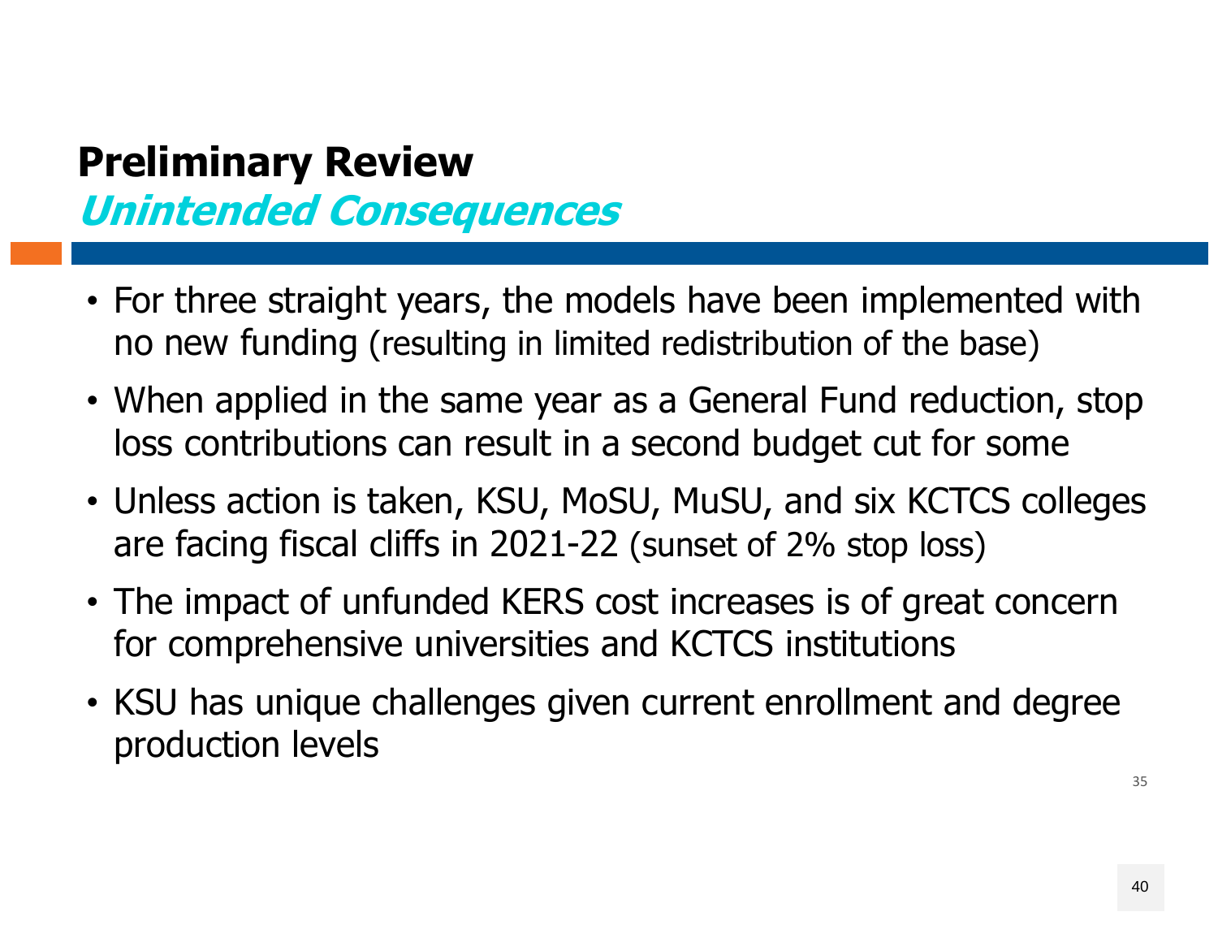## Preliminary Review

### *Unintended Consequences*

- For three straight years, the models have been implemented with no new funding (resulting in limited redistribution of the base)
- When applied in the same year as a General Fund reduction, stop loss contributions can result in a second budget cut for some
- Unless action is taken, KSU, MoSU, MuSU, and six KCTCS colleges are facing fiscal cliffs in 2021-22 (sunset of 2% stop loss)
- The impact of unfunded KERS cost increases is of great concern for comprehensive universities and KCTCS institutions
- KSU has unique challenges given current enrollment and degree production levels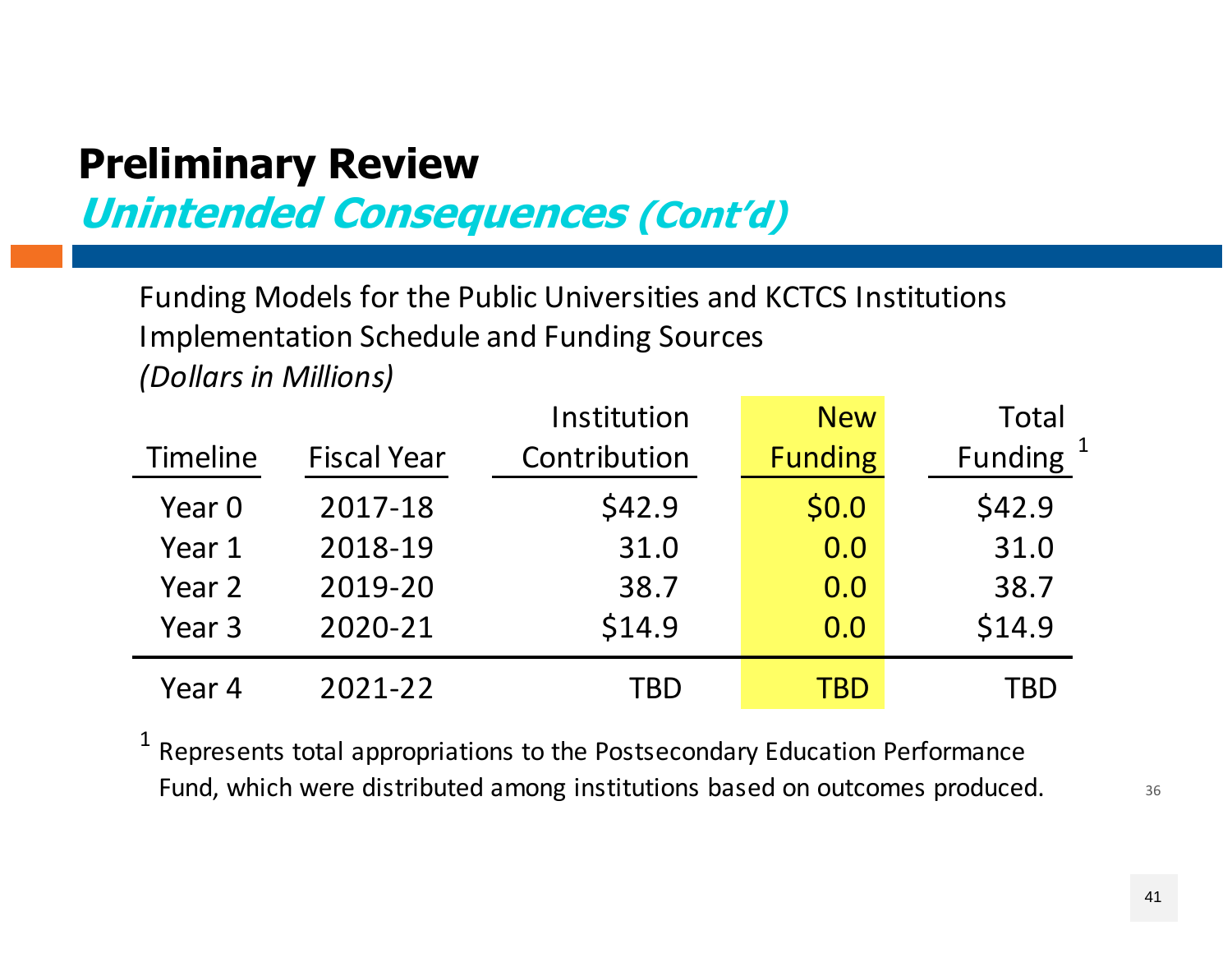# Preliminary Review

## *Unintended Consequences (Cont'd)*

Funding Models for the Public Universities and KCTCS Institutions
Implementation Schedule and Funding Sources
*(Dollars in Millions)*

| Timeline | Fiscal Year | Institution Contribution | New Funding | Total Funding [1] |
|---|---|---|---|---|
| Year 0 | 2017-18 | $42.9 | $0.0 | $42.9 |
| Year 1 | 2018-19 | 31.0 | 0.0 | 31.0 |
| Year 2 | 2019-20 | 38.7 | 0.0 | 38.7 |
| Year 3 | 2020-21 | $14.9 | 0.0 | $14.9 |
| Year 4 | 2021-22 | TBD | TBD | TBD |

[1] Represents total appropriations to the Postsecondary Education Performance Fund, which were distributed among institutions based on outcomes produced.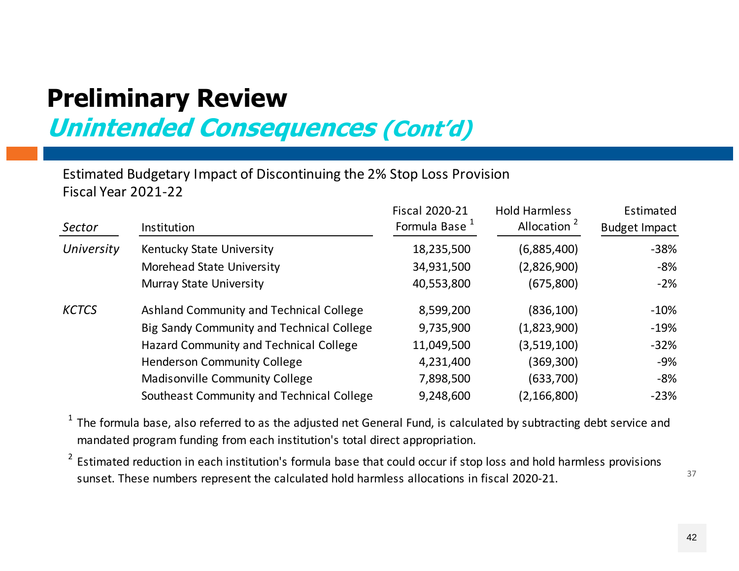# Preliminary Review

## *Unintended Consequences (Cont'd)*

Estimated Budgetary Impact of Discontinuing the 2% Stop Loss Provision
Fiscal Year 2021-22

| *Sector* | Institution | Fiscal 2020-21 Formula Base [1] | Hold Harmless Allocation [2] | Estimated Budget Impact |
|---|---|---|---|---|
| *University* | Kentucky State University | 18,235,500 | (6,885,400) | -38% |
| | Morehead State University | 34,931,500 | (2,826,900) | -8% |
| | Murray State University | 40,553,800 | (675,800) | -2% |
| *KCTCS* | Ashland Community and Technical College | 8,599,200 | (836,100) | -10% |
| | Big Sandy Community and Technical College | 9,735,900 | (1,823,900) | -19% |
| | Hazard Community and Technical College | 11,049,500 | (3,519,100) | -32% |
| | Henderson Community College | 4,231,400 | (369,300) | -9% |
| | Madisonville Community College | 7,898,500 | (633,700) | -8% |
| | Southeast Community and Technical College | 9,248,600 | (2,166,800) | -23% |

[1] The formula base, also referred to as the adjusted net General Fund, is calculated by subtracting debt service and mandated program funding from each institution's total direct appropriation.

[2] Estimated reduction in each institution's formula base that could occur if stop loss and hold harmless provisions sunset. These numbers represent the calculated hold harmless allocations in fiscal 2020-21.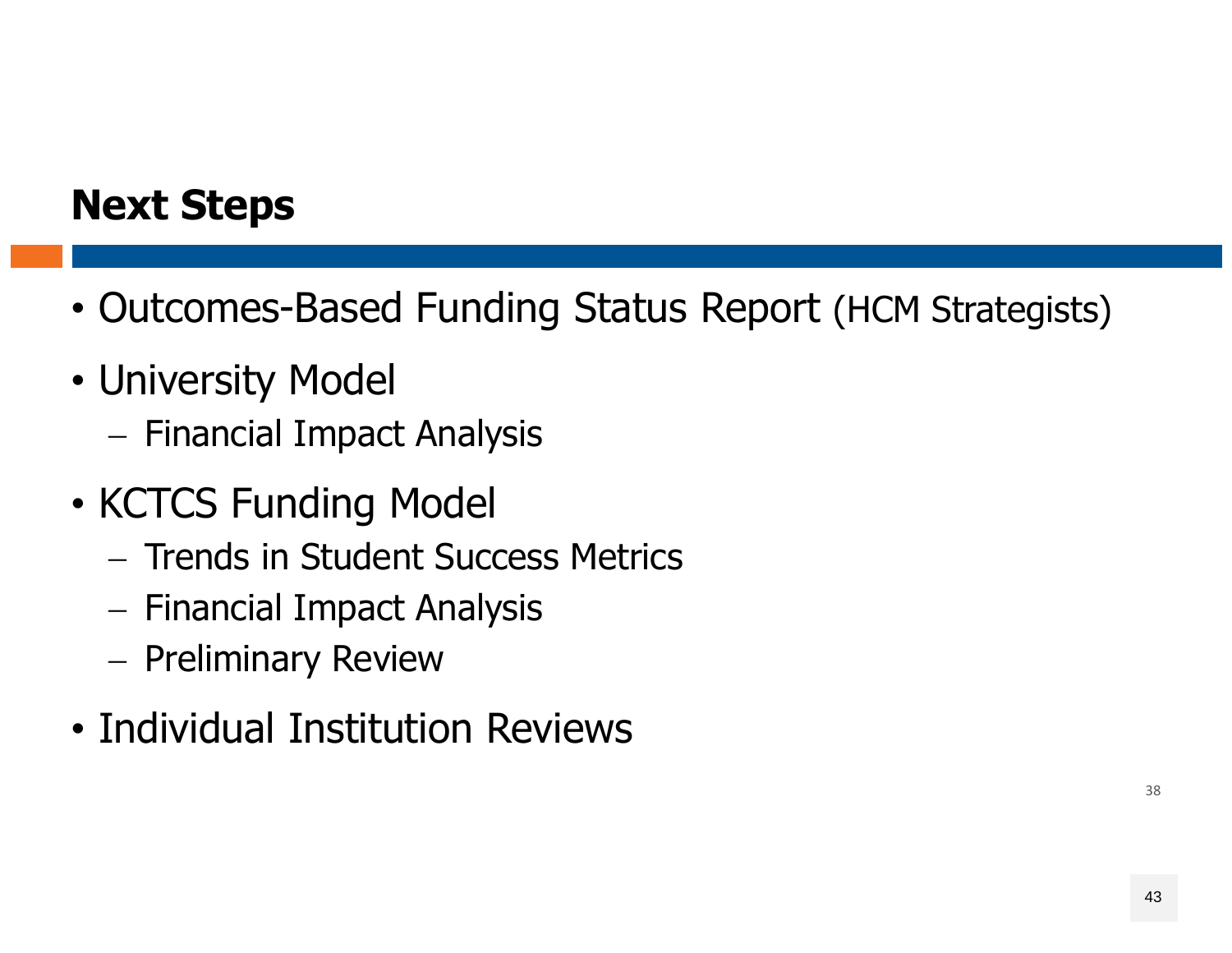## Next Steps

- Outcomes-Based Funding Status Report (HCM Strategists)
- University Model
  - Financial Impact Analysis
- KCTCS Funding Model
  - Trends in Student Success Metrics
  - Financial Impact Analysis
  - Preliminary Review
- Individual Institution Reviews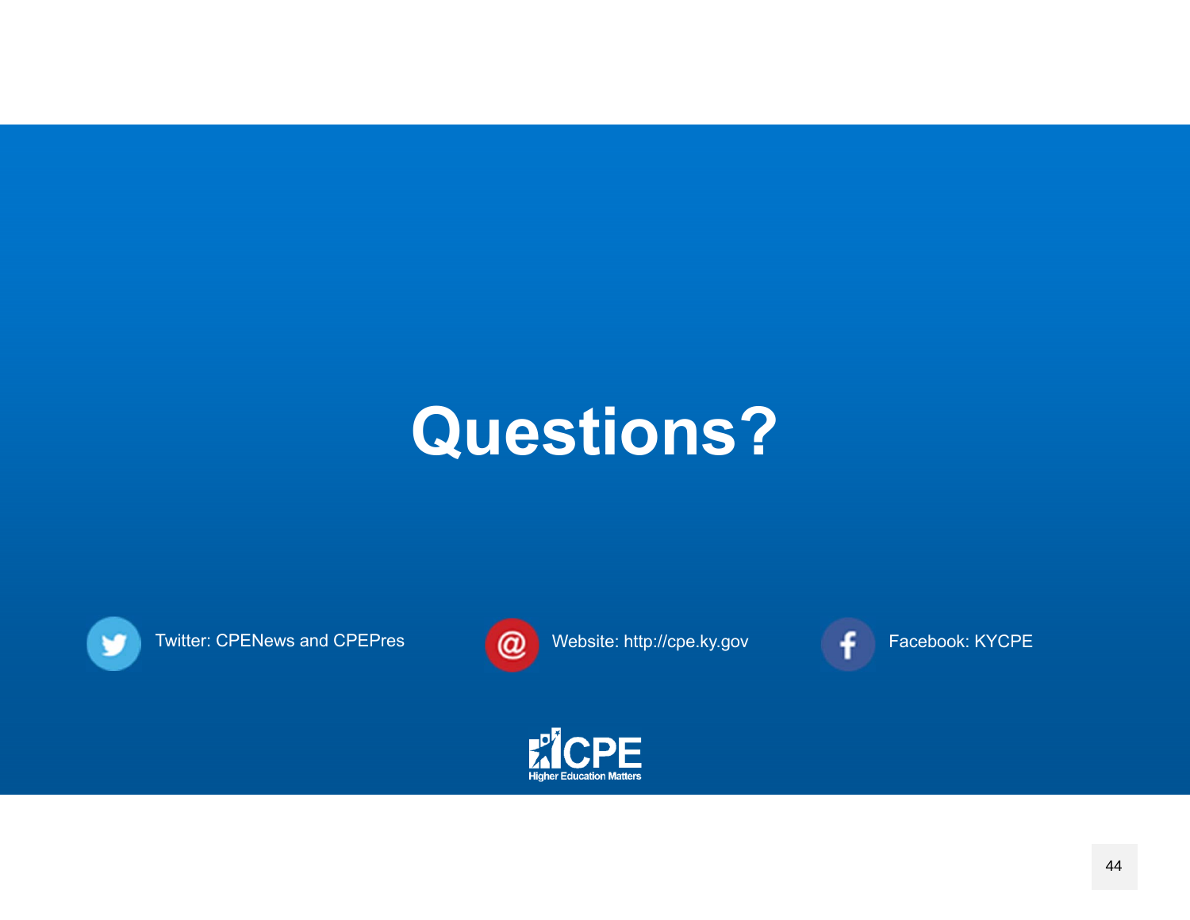# Questions?

Twitter: CPENews and CPEPres

Website: http://cpe.ky.gov

Facebook: KYCPE

CPE
Higher Education Matters